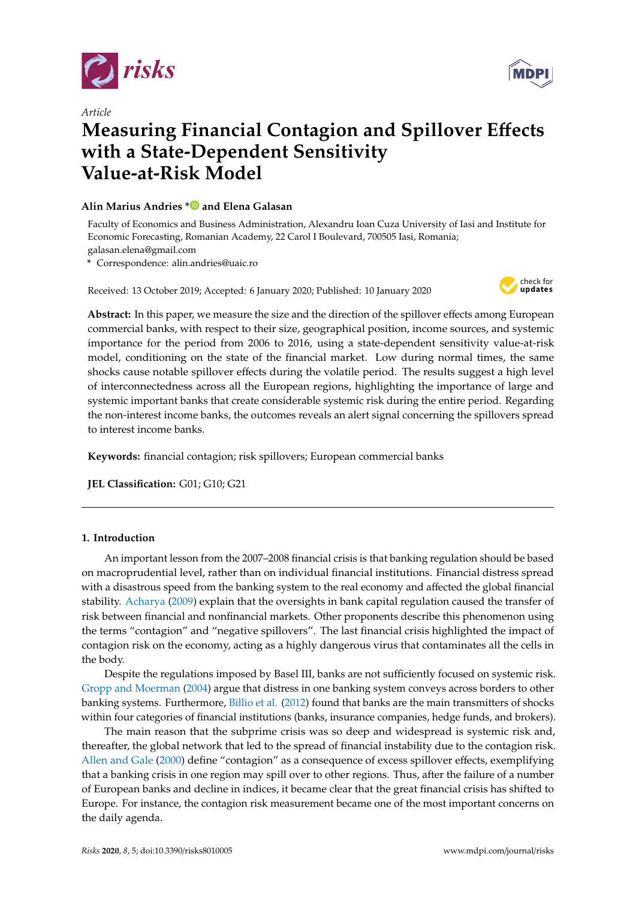*Article*

# Measuring Financial Contagion and Spillover Effects with a State-Dependent Sensitivity Value-at-Risk Model

**Alin Marius Andries * and Elena Galasan**

Faculty of Economics and Business Administration, Alexandru Ioan Cuza University of Iasi and Institute for Economic Forecasting, Romanian Academy, 22 Carol I Boulevard, 700505 Iasi, Romania; galasan.elena@gmail.com

\* Correspondence: alin.andries@uaic.ro

Received: 13 October 2019; Accepted: 6 January 2020; Published: 10 January 2020

**Abstract:** In this paper, we measure the size and the direction of the spillover effects among European commercial banks, with respect to their size, geographical position, income sources, and systemic importance for the period from 2006 to 2016, using a state-dependent sensitivity value-at-risk model, conditioning on the state of the financial market. Low during normal times, the same shocks cause notable spillover effects during the volatile period. The results suggest a high level of interconnectedness across all the European regions, highlighting the importance of large and systemic important banks that create considerable systemic risk during the entire period. Regarding the non-interest income banks, the outcomes reveals an alert signal concerning the spillovers spread to interest income banks.

**Keywords:** financial contagion; risk spillovers; European commercial banks

**JEL Classification:** G01; G10; G21

## 1. Introduction

An important lesson from the 2007–2008 financial crisis is that banking regulation should be based on macroprudential level, rather than on individual financial institutions. Financial distress spread with a disastrous speed from the banking system to the real economy and affected the global financial stability. Acharya (2009) explain that the oversights in bank capital regulation caused the transfer of risk between financial and nonfinancial markets. Other proponents describe this phenomenon using the terms "contagion" and "negative spillovers". The last financial crisis highlighted the impact of contagion risk on the economy, acting as a highly dangerous virus that contaminates all the cells in the body.

Despite the regulations imposed by Basel III, banks are not sufficiently focused on systemic risk. Gropp and Moerman (2004) argue that distress in one banking system conveys across borders to other banking systems. Furthermore, Billio et al. (2012) found that banks are the main transmitters of shocks within four categories of financial institutions (banks, insurance companies, hedge funds, and brokers).

The main reason that the subprime crisis was so deep and widespread is systemic risk and, thereafter, the global network that led to the spread of financial instability due to the contagion risk. Allen and Gale (2000) define "contagion" as a consequence of excess spillover effects, exemplifying that a banking crisis in one region may spill over to other regions. Thus, after the failure of a number of European banks and decline in indices, it became clear that the great financial crisis has shifted to Europe. For instance, the contagion risk measurement became one of the most important concerns on the daily agenda.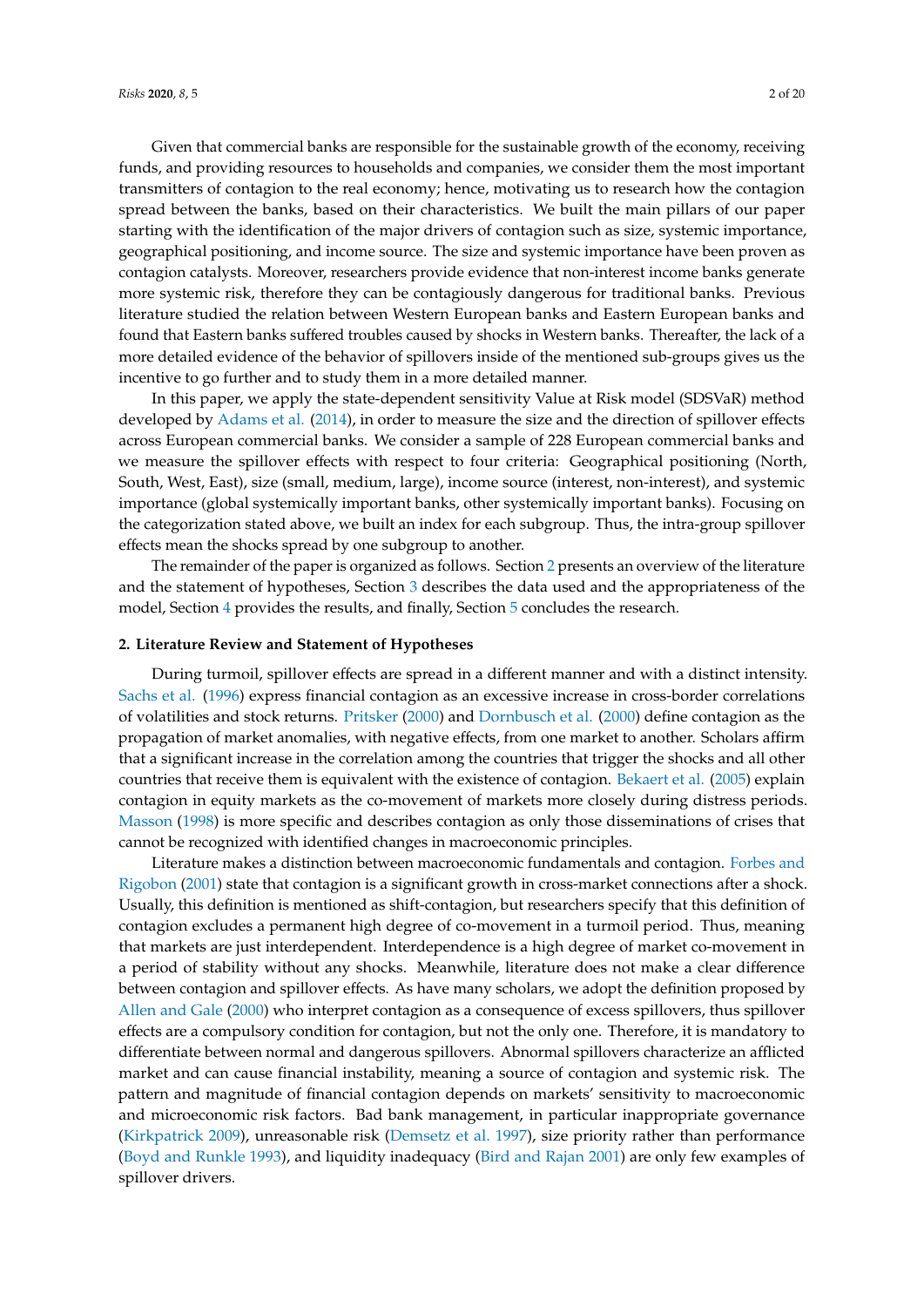Given that commercial banks are responsible for the sustainable growth of the economy, receiving funds, and providing resources to households and companies, we consider them the most important transmitters of contagion to the real economy; hence, motivating us to research how the contagion spread between the banks, based on their characteristics. We built the main pillars of our paper starting with the identification of the major drivers of contagion such as size, systemic importance, geographical positioning, and income source. The size and systemic importance have been proven as contagion catalysts. Moreover, researchers provide evidence that non-interest income banks generate more systemic risk, therefore they can be contagiously dangerous for traditional banks. Previous literature studied the relation between Western European banks and Eastern European banks and found that Eastern banks suffered troubles caused by shocks in Western banks. Thereafter, the lack of a more detailed evidence of the behavior of spillovers inside of the mentioned sub-groups gives us the incentive to go further and to study them in a more detailed manner.

In this paper, we apply the state-dependent sensitivity Value at Risk model (SDSVaR) method developed by Adams et al. (2014), in order to measure the size and the direction of spillover effects across European commercial banks. We consider a sample of 228 European commercial banks and we measure the spillover effects with respect to four criteria: Geographical positioning (North, South, West, East), size (small, medium, large), income source (interest, non-interest), and systemic importance (global systemically important banks, other systemically important banks). Focusing on the categorization stated above, we built an index for each subgroup. Thus, the intra-group spillover effects mean the shocks spread by one subgroup to another.

The remainder of the paper is organized as follows. Section 2 presents an overview of the literature and the statement of hypotheses, Section 3 describes the data used and the appropriateness of the model, Section 4 provides the results, and finally, Section 5 concludes the research.

## 2. Literature Review and Statement of Hypotheses

During turmoil, spillover effects are spread in a different manner and with a distinct intensity. Sachs et al. (1996) express financial contagion as an excessive increase in cross-border correlations of volatilities and stock returns. Pritsker (2000) and Dornbusch et al. (2000) define contagion as the propagation of market anomalies, with negative effects, from one market to another. Scholars affirm that a significant increase in the correlation among the countries that trigger the shocks and all other countries that receive them is equivalent with the existence of contagion. Bekaert et al. (2005) explain contagion in equity markets as the co-movement of markets more closely during distress periods. Masson (1998) is more specific and describes contagion as only those disseminations of crises that cannot be recognized with identified changes in macroeconomic principles.

Literature makes a distinction between macroeconomic fundamentals and contagion. Forbes and Rigobon (2001) state that contagion is a significant growth in cross-market connections after a shock. Usually, this definition is mentioned as shift-contagion, but researchers specify that this definition of contagion excludes a permanent high degree of co-movement in a turmoil period. Thus, meaning that markets are just interdependent. Interdependence is a high degree of market co-movement in a period of stability without any shocks. Meanwhile, literature does not make a clear difference between contagion and spillover effects. As have many scholars, we adopt the definition proposed by Allen and Gale (2000) who interpret contagion as a consequence of excess spillovers, thus spillover effects are a compulsory condition for contagion, but not the only one. Therefore, it is mandatory to differentiate between normal and dangerous spillovers. Abnormal spillovers characterize an afflicted market and can cause financial instability, meaning a source of contagion and systemic risk. The pattern and magnitude of financial contagion depends on markets' sensitivity to macroeconomic and microeconomic risk factors. Bad bank management, in particular inappropriate governance (Kirkpatrick 2009), unreasonable risk (Demsetz et al. 1997), size priority rather than performance (Boyd and Runkle 1993), and liquidity inadequacy (Bird and Rajan 2001) are only few examples of spillover drivers.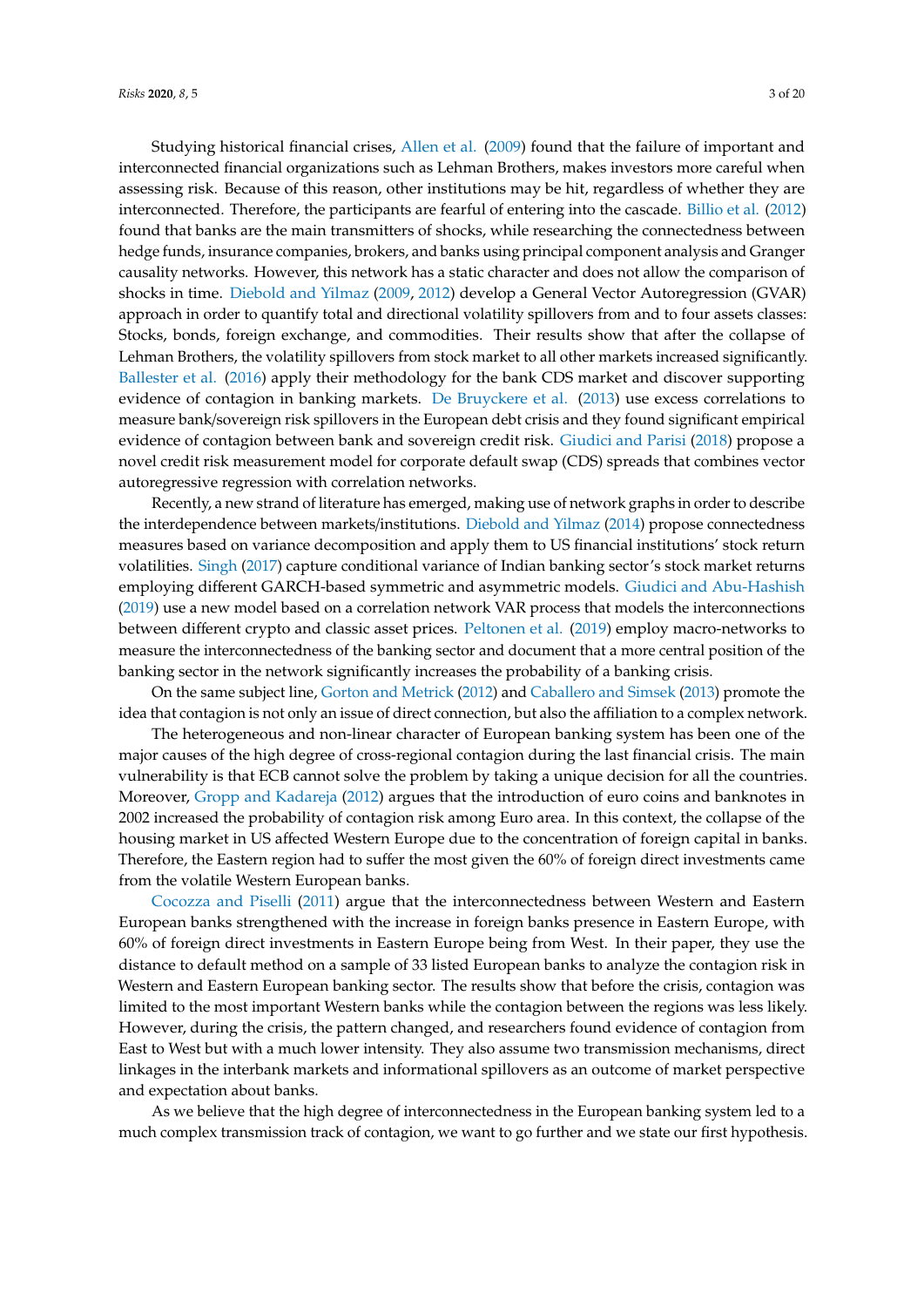Studying historical financial crises, Allen et al. (2009) found that the failure of important and interconnected financial organizations such as Lehman Brothers, makes investors more careful when assessing risk. Because of this reason, other institutions may be hit, regardless of whether they are interconnected. Therefore, the participants are fearful of entering into the cascade. Billio et al. (2012) found that banks are the main transmitters of shocks, while researching the connectedness between hedge funds, insurance companies, brokers, and banks using principal component analysis and Granger causality networks. However, this network has a static character and does not allow the comparison of shocks in time. Diebold and Yilmaz (2009, 2012) develop a General Vector Autoregression (GVAR) approach in order to quantify total and directional volatility spillovers from and to four assets classes: Stocks, bonds, foreign exchange, and commodities. Their results show that after the collapse of Lehman Brothers, the volatility spillovers from stock market to all other markets increased significantly. Ballester et al. (2016) apply their methodology for the bank CDS market and discover supporting evidence of contagion in banking markets. De Bruyckere et al. (2013) use excess correlations to measure bank/sovereign risk spillovers in the European debt crisis and they found significant empirical evidence of contagion between bank and sovereign credit risk. Giudici and Parisi (2018) propose a novel credit risk measurement model for corporate default swap (CDS) spreads that combines vector autoregressive regression with correlation networks.

Recently, a new strand of literature has emerged, making use of network graphs in order to describe the interdependence between markets/institutions. Diebold and Yilmaz (2014) propose connectedness measures based on variance decomposition and apply them to US financial institutions' stock return volatilities. Singh (2017) capture conditional variance of Indian banking sector's stock market returns employing different GARCH-based symmetric and asymmetric models. Giudici and Abu-Hashish (2019) use a new model based on a correlation network VAR process that models the interconnections between different crypto and classic asset prices. Peltonen et al. (2019) employ macro-networks to measure the interconnectedness of the banking sector and document that a more central position of the banking sector in the network significantly increases the probability of a banking crisis.

On the same subject line, Gorton and Metrick (2012) and Caballero and Simsek (2013) promote the idea that contagion is not only an issue of direct connection, but also the affiliation to a complex network.

The heterogeneous and non-linear character of European banking system has been one of the major causes of the high degree of cross-regional contagion during the last financial crisis. The main vulnerability is that ECB cannot solve the problem by taking a unique decision for all the countries. Moreover, Gropp and Kadareja (2012) argues that the introduction of euro coins and banknotes in 2002 increased the probability of contagion risk among Euro area. In this context, the collapse of the housing market in US affected Western Europe due to the concentration of foreign capital in banks. Therefore, the Eastern region had to suffer the most given the 60% of foreign direct investments came from the volatile Western European banks.

Cocozza and Piselli (2011) argue that the interconnectedness between Western and Eastern European banks strengthened with the increase in foreign banks presence in Eastern Europe, with 60% of foreign direct investments in Eastern Europe being from West. In their paper, they use the distance to default method on a sample of 33 listed European banks to analyze the contagion risk in Western and Eastern European banking sector. The results show that before the crisis, contagion was limited to the most important Western banks while the contagion between the regions was less likely. However, during the crisis, the pattern changed, and researchers found evidence of contagion from East to West but with a much lower intensity. They also assume two transmission mechanisms, direct linkages in the interbank markets and informational spillovers as an outcome of market perspective and expectation about banks.

As we believe that the high degree of interconnectedness in the European banking system led to a much complex transmission track of contagion, we want to go further and we state our first hypothesis.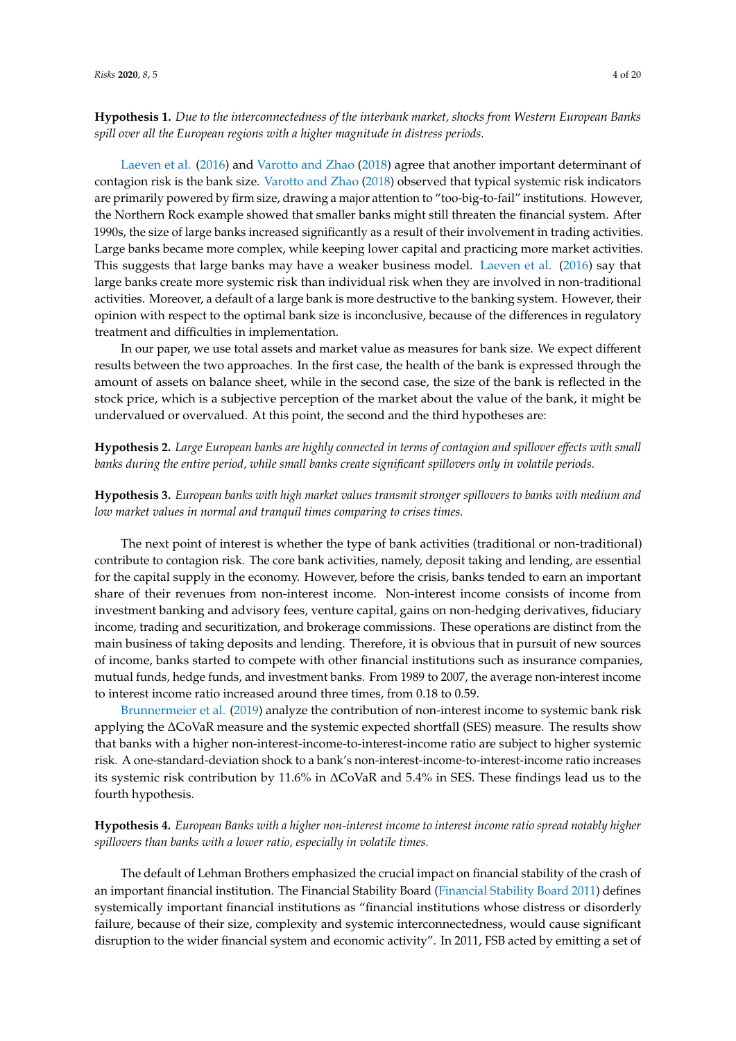**Hypothesis 1.** *Due to the interconnectedness of the interbank market, shocks from Western European Banks spill over all the European regions with a higher magnitude in distress periods.*

Laeven et al. (2016) and Varotto and Zhao (2018) agree that another important determinant of contagion risk is the bank size. Varotto and Zhao (2018) observed that typical systemic risk indicators are primarily powered by firm size, drawing a major attention to "too-big-to-fail" institutions. However, the Northern Rock example showed that smaller banks might still threaten the financial system. After 1990s, the size of large banks increased significantly as a result of their involvement in trading activities. Large banks became more complex, while keeping lower capital and practicing more market activities. This suggests that large banks may have a weaker business model. Laeven et al. (2016) say that large banks create more systemic risk than individual risk when they are involved in non-traditional activities. Moreover, a default of a large bank is more destructive to the banking system. However, their opinion with respect to the optimal bank size is inconclusive, because of the differences in regulatory treatment and difficulties in implementation.

In our paper, we use total assets and market value as measures for bank size. We expect different results between the two approaches. In the first case, the health of the bank is expressed through the amount of assets on balance sheet, while in the second case, the size of the bank is reflected in the stock price, which is a subjective perception of the market about the value of the bank, it might be undervalued or overvalued. At this point, the second and the third hypotheses are:

**Hypothesis 2.** *Large European banks are highly connected in terms of contagion and spillover effects with small banks during the entire period, while small banks create significant spillovers only in volatile periods.*

**Hypothesis 3.** *European banks with high market values transmit stronger spillovers to banks with medium and low market values in normal and tranquil times comparing to crises times.*

The next point of interest is whether the type of bank activities (traditional or non-traditional) contribute to contagion risk. The core bank activities, namely, deposit taking and lending, are essential for the capital supply in the economy. However, before the crisis, banks tended to earn an important share of their revenues from non-interest income. Non-interest income consists of income from investment banking and advisory fees, venture capital, gains on non-hedging derivatives, fiduciary income, trading and securitization, and brokerage commissions. These operations are distinct from the main business of taking deposits and lending. Therefore, it is obvious that in pursuit of new sources of income, banks started to compete with other financial institutions such as insurance companies, mutual funds, hedge funds, and investment banks. From 1989 to 2007, the average non-interest income to interest income ratio increased around three times, from 0.18 to 0.59.

Brunnermeier et al. (2019) analyze the contribution of non-interest income to systemic bank risk applying the $\Delta$CoVaR measure and the systemic expected shortfall (SES) measure. The results show that banks with a higher non-interest-income-to-interest-income ratio are subject to higher systemic risk. A one-standard-deviation shock to a bank's non-interest-income-to-interest-income ratio increases its systemic risk contribution by 11.6% in $\Delta$CoVaR and 5.4% in SES. These findings lead us to the fourth hypothesis.

**Hypothesis 4.** *European Banks with a higher non-interest income to interest income ratio spread notably higher spillovers than banks with a lower ratio, especially in volatile times.*

The default of Lehman Brothers emphasized the crucial impact on financial stability of the crash of an important financial institution. The Financial Stability Board (Financial Stability Board 2011) defines systemically important financial institutions as "financial institutions whose distress or disorderly failure, because of their size, complexity and systemic interconnectedness, would cause significant disruption to the wider financial system and economic activity". In 2011, FSB acted by emitting a set of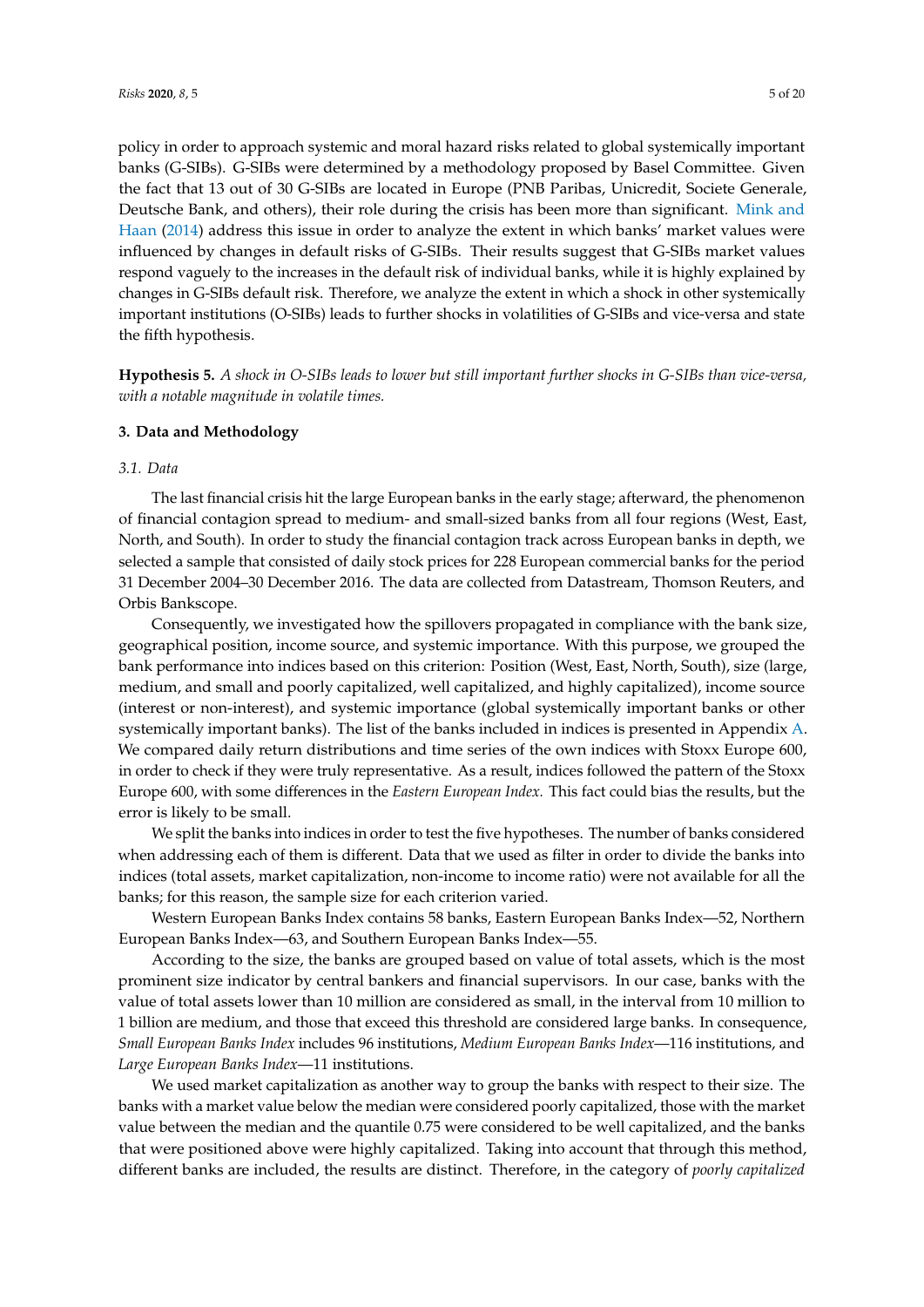policy in order to approach systemic and moral hazard risks related to global systemically important banks (G-SIBs). G-SIBs were determined by a methodology proposed by Basel Committee. Given the fact that 13 out of 30 G-SIBs are located in Europe (PNB Paribas, Unicredit, Societe Generale, Deutsche Bank, and others), their role during the crisis has been more than significant. Mink and Haan (2014) address this issue in order to analyze the extent in which banks' market values were influenced by changes in default risks of G-SIBs. Their results suggest that G-SIBs market values respond vaguely to the increases in the default risk of individual banks, while it is highly explained by changes in G-SIBs default risk. Therefore, we analyze the extent in which a shock in other systemically important institutions (O-SIBs) leads to further shocks in volatilities of G-SIBs and vice-versa and state the fifth hypothesis.

**Hypothesis 5.** *A shock in O-SIBs leads to lower but still important further shocks in G-SIBs than vice-versa, with a notable magnitude in volatile times.*

## 3. Data and Methodology

### 3.1. Data

The last financial crisis hit the large European banks in the early stage; afterward, the phenomenon of financial contagion spread to medium- and small-sized banks from all four regions (West, East, North, and South). In order to study the financial contagion track across European banks in depth, we selected a sample that consisted of daily stock prices for 228 European commercial banks for the period 31 December 2004–30 December 2016. The data are collected from Datastream, Thomson Reuters, and Orbis Bankscope.

Consequently, we investigated how the spillovers propagated in compliance with the bank size, geographical position, income source, and systemic importance. With this purpose, we grouped the bank performance into indices based on this criterion: Position (West, East, North, South), size (large, medium, and small and poorly capitalized, well capitalized, and highly capitalized), income source (interest or non-interest), and systemic importance (global systemically important banks or other systemically important banks). The list of the banks included in indices is presented in Appendix A. We compared daily return distributions and time series of the own indices with Stoxx Europe 600, in order to check if they were truly representative. As a result, indices followed the pattern of the Stoxx Europe 600, with some differences in the *Eastern European Index.* This fact could bias the results, but the error is likely to be small.

We split the banks into indices in order to test the five hypotheses. The number of banks considered when addressing each of them is different. Data that we used as filter in order to divide the banks into indices (total assets, market capitalization, non-income to income ratio) were not available for all the banks; for this reason, the sample size for each criterion varied.

Western European Banks Index contains 58 banks, Eastern European Banks Index—52, Northern European Banks Index—63, and Southern European Banks Index—55.

According to the size, the banks are grouped based on value of total assets, which is the most prominent size indicator by central bankers and financial supervisors. In our case, banks with the value of total assets lower than 10 million are considered as small, in the interval from 10 million to 1 billion are medium, and those that exceed this threshold are considered large banks. In consequence, *Small European Banks Index* includes 96 institutions, *Medium European Banks Index*—116 institutions, and *Large European Banks Index*—11 institutions.

We used market capitalization as another way to group the banks with respect to their size. The banks with a market value below the median were considered poorly capitalized, those with the market value between the median and the quantile 0.75 were considered to be well capitalized, and the banks that were positioned above were highly capitalized. Taking into account that through this method, different banks are included, the results are distinct. Therefore, in the category of *poorly capitalized*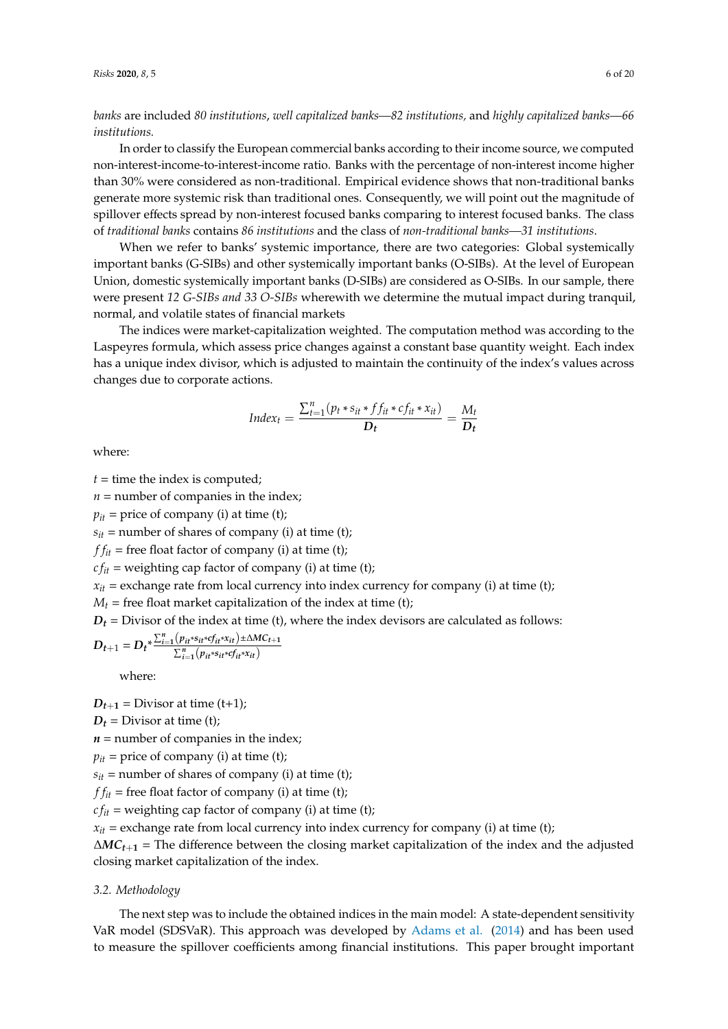*banks* are included *80 institutions*, *well capitalized banks—82 institutions,* and *highly capitalized banks—66 institutions.*

In order to classify the European commercial banks according to their income source, we computed non-interest-income-to-interest-income ratio. Banks with the percentage of non-interest income higher than 30% were considered as non-traditional. Empirical evidence shows that non-traditional banks generate more systemic risk than traditional ones. Consequently, we will point out the magnitude of spillover effects spread by non-interest focused banks comparing to interest focused banks. The class of *traditional banks* contains *86 institutions* and the class of *non-traditional banks—31 institutions*.

When we refer to banks' systemic importance, there are two categories: Global systemically important banks (G-SIBs) and other systemically important banks (O-SIBs). At the level of European Union, domestic systemically important banks (D-SIBs) are considered as O-SIBs. In our sample, there were present *12 G-SIBs and 33 O-SIBs* wherewith we determine the mutual impact during tranquil, normal, and volatile states of financial markets

The indices were market-capitalization weighted. The computation method was according to the Laspeyres formula, which assess price changes against a constant base quantity weight. Each index has a unique index divisor, which is adjusted to maintain the continuity of the index's values across changes due to corporate actions.

$$Index_t = \frac{\sum_{t=1}^{n}(p_t * s_{it} * ff_{it} * cf_{it} * x_{it})}{\boldsymbol{D_t}} = \frac{M_t}{\boldsymbol{D_t}}$$

where:

$t$ = time the index is computed;
$n$ = number of companies in the index;
$p_{it}$ = price of company (i) at time (t);
$s_{it}$ = number of shares of company (i) at time (t);
$ff_{it}$ = free float factor of company (i) at time (t);
$cf_{it}$ = weighting cap factor of company (i) at time (t);
$x_{it}$ = exchange rate from local currency into index currency for company (i) at time (t);
$M_t$ = free float market capitalization of the index at time (t);
$\boldsymbol{D_t}$ = Divisor of the index at time (t), where the index devisors are calculated as follows:

$$\boldsymbol{D_{t+1}} = \boldsymbol{D_t} * \frac{\sum_{i=1}^{n}(p_{it} * s_{it} * cf_{it} * x_{it}) \pm \Delta \boldsymbol{MC_{t+1}}}{\sum_{i=1}^{n}(p_{it} * s_{it} * cf_{it} * x_{it})}$$

where:

$\boldsymbol{D_{t+1}}$ = Divisor at time (t+1);
$\boldsymbol{D_t}$ = Divisor at time (t);
$\boldsymbol{n}$ = number of companies in the index;
$p_{it}$ = price of company (i) at time (t);
$s_{it}$ = number of shares of company (i) at time (t);
$ff_{it}$ = free float factor of company (i) at time (t);
$cf_{it}$ = weighting cap factor of company (i) at time (t);
$x_{it}$ = exchange rate from local currency into index currency for company (i) at time (t);
$\Delta \boldsymbol{MC_{t+1}}$ = The difference between the closing market capitalization of the index and the adjusted closing market capitalization of the index.

### 3.2. Methodology

The next step was to include the obtained indices in the main model: A state-dependent sensitivity VaR model (SDSVaR). This approach was developed by Adams et al. (2014) and has been used to measure the spillover coefficients among financial institutions. This paper brought important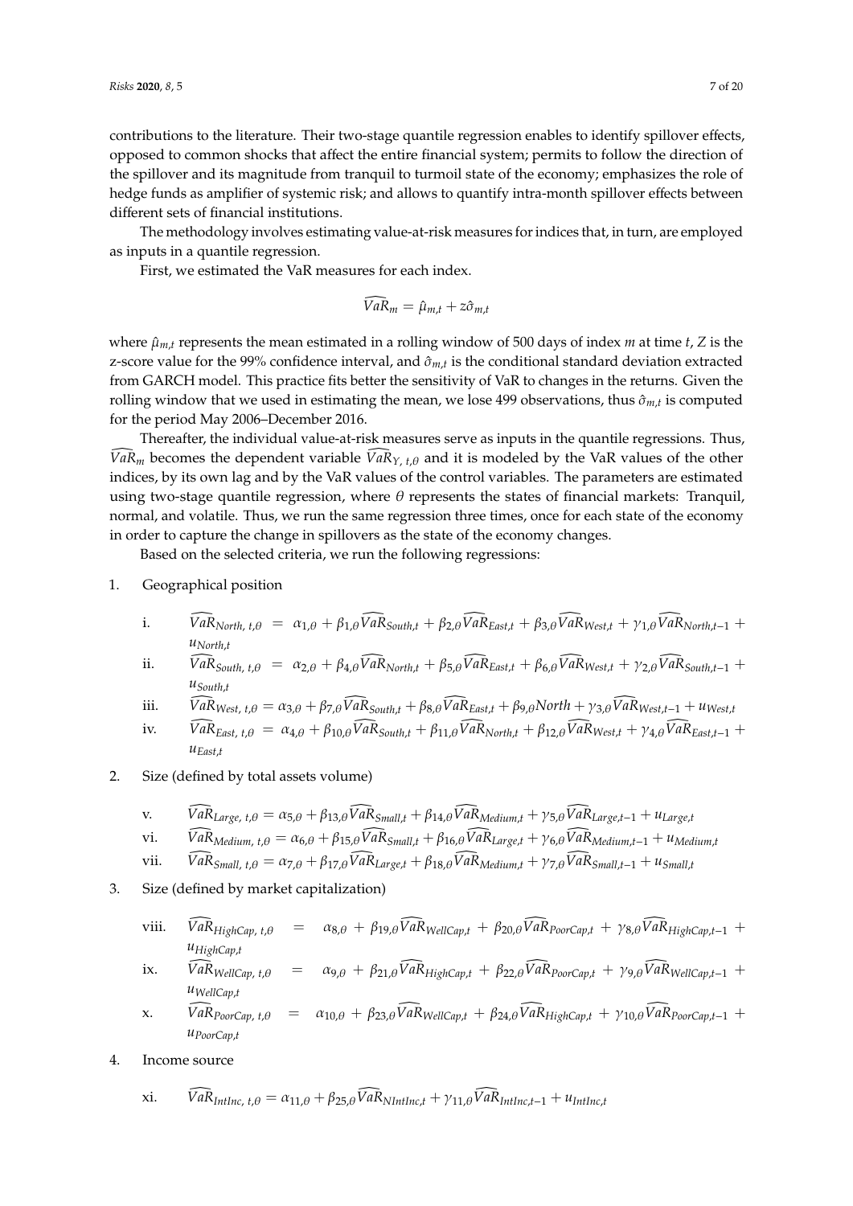contributions to the literature. Their two-stage quantile regression enables to identify spillover effects, opposed to common shocks that affect the entire financial system; permits to follow the direction of the spillover and its magnitude from tranquil to turmoil state of the economy; emphasizes the role of hedge funds as amplifier of systemic risk; and allows to quantify intra-month spillover effects between different sets of financial institutions.

The methodology involves estimating value-at-risk measures for indices that, in turn, are employed as inputs in a quantile regression.

First, we estimated the VaR measures for each index.

$$\widehat{VaR}_m = \hat{\mu}_{m,t} + z\hat{\sigma}_{m,t}$$

where $\hat{\mu}_{m,t}$ represents the mean estimated in a rolling window of 500 days of index $m$ at time $t$, $Z$ is the z-score value for the 99% confidence interval, and $\hat{\sigma}_{m,t}$ is the conditional standard deviation extracted from GARCH model. This practice fits better the sensitivity of VaR to changes in the returns. Given the rolling window that we used in estimating the mean, we lose 499 observations, thus $\hat{\sigma}_{m,t}$ is computed for the period May 2006–December 2016.

Thereafter, the individual value-at-risk measures serve as inputs in the quantile regressions. Thus, $\widehat{VaR}_m$ becomes the dependent variable $\widehat{VaR}_{Y,\,t,\theta}$ and it is modeled by the VaR values of the other indices, by its own lag and by the VaR values of the control variables. The parameters are estimated using two-stage quantile regression, where $\theta$ represents the states of financial markets: Tranquil, normal, and volatile. Thus, we run the same regression three times, once for each state of the economy in order to capture the change in spillovers as the state of the economy changes.

Based on the selected criteria, we run the following regressions:

1. Geographical position

   i. $\widehat{VaR}_{North,\,t,\theta} = \alpha_{1,\theta} + \beta_{1,\theta}\widehat{VaR}_{South,t} + \beta_{2,\theta}\widehat{VaR}_{East,t} + \beta_{3,\theta}\widehat{VaR}_{West,t} + \gamma_{1,\theta}\widehat{VaR}_{North,t-1} + u_{North,t}$

   ii. $\widehat{VaR}_{South,\,t,\theta} = \alpha_{2,\theta} + \beta_{4,\theta}\widehat{VaR}_{North,t} + \beta_{5,\theta}\widehat{VaR}_{East,t} + \beta_{6,\theta}\widehat{VaR}_{West,t} + \gamma_{2,\theta}\widehat{VaR}_{South,t-1} + u_{South,t}$

   iii. $\widehat{VaR}_{West,\,t,\theta} = \alpha_{3,\theta} + \beta_{7,\theta}\widehat{VaR}_{South,t} + \beta_{8,\theta}\widehat{VaR}_{East,t} + \beta_{9,\theta}North + \gamma_{3,\theta}\widehat{VaR}_{West,t-1} + u_{West,t}$

   iv. $\widehat{VaR}_{East,\,t,\theta} = \alpha_{4,\theta} + \beta_{10,\theta}\widehat{VaR}_{South,t} + \beta_{11,\theta}\widehat{VaR}_{North,t} + \beta_{12,\theta}\widehat{VaR}_{West,t} + \gamma_{4,\theta}\widehat{VaR}_{East,t-1} + u_{East,t}$

2. Size (defined by total assets volume)

   v. $\widehat{VaR}_{Large,\,t,\theta} = \alpha_{5,\theta} + \beta_{13,\theta}\widehat{VaR}_{Small,t} + \beta_{14,\theta}\widehat{VaR}_{Medium,t} + \gamma_{5,\theta}\widehat{VaR}_{Large,t-1} + u_{Large,t}$

   vi. $\widehat{VaR}_{Medium,\,t,\theta} = \alpha_{6,\theta} + \beta_{15,\theta}\widehat{VaR}_{Small,t} + \beta_{16,\theta}\widehat{VaR}_{Large,t} + \gamma_{6,\theta}\widehat{VaR}_{Medium,t-1} + u_{Medium,t}$

   vii. $\widehat{VaR}_{Small,\,t,\theta} = \alpha_{7,\theta} + \beta_{17,\theta}\widehat{VaR}_{Large,t} + \beta_{18,\theta}\widehat{VaR}_{Medium,t} + \gamma_{7,\theta}\widehat{VaR}_{Small,t-1} + u_{Small,t}$

3. Size (defined by market capitalization)

   viii. $\widehat{VaR}_{HighCap,\,t,\theta} = \alpha_{8,\theta} + \beta_{19,\theta}\widehat{VaR}_{WellCap,t} + \beta_{20,\theta}\widehat{VaR}_{PoorCap,t} + \gamma_{8,\theta}\widehat{VaR}_{HighCap,t-1} + u_{HighCap,t}$

   ix. $\widehat{VaR}_{WellCap,\,t,\theta} = \alpha_{9,\theta} + \beta_{21,\theta}\widehat{VaR}_{HighCap,t} + \beta_{22,\theta}\widehat{VaR}_{PoorCap,t} + \gamma_{9,\theta}\widehat{VaR}_{WellCap,t-1} + u_{WellCap,t}$

   x. $\widehat{VaR}_{PoorCap,\,t,\theta} = \alpha_{10,\theta} + \beta_{23,\theta}\widehat{VaR}_{WellCap,t} + \beta_{24,\theta}\widehat{VaR}_{HighCap,t} + \gamma_{10,\theta}\widehat{VaR}_{PoorCap,t-1} + u_{PoorCap,t}$

4. Income source

   xi. $\widehat{VaR}_{IntInc,\,t,\theta} = \alpha_{11,\theta} + \beta_{25,\theta}\widehat{VaR}_{NIntInc,t} + \gamma_{11,\theta}\widehat{VaR}_{IntInc,t-1} + u_{IntInc,t}$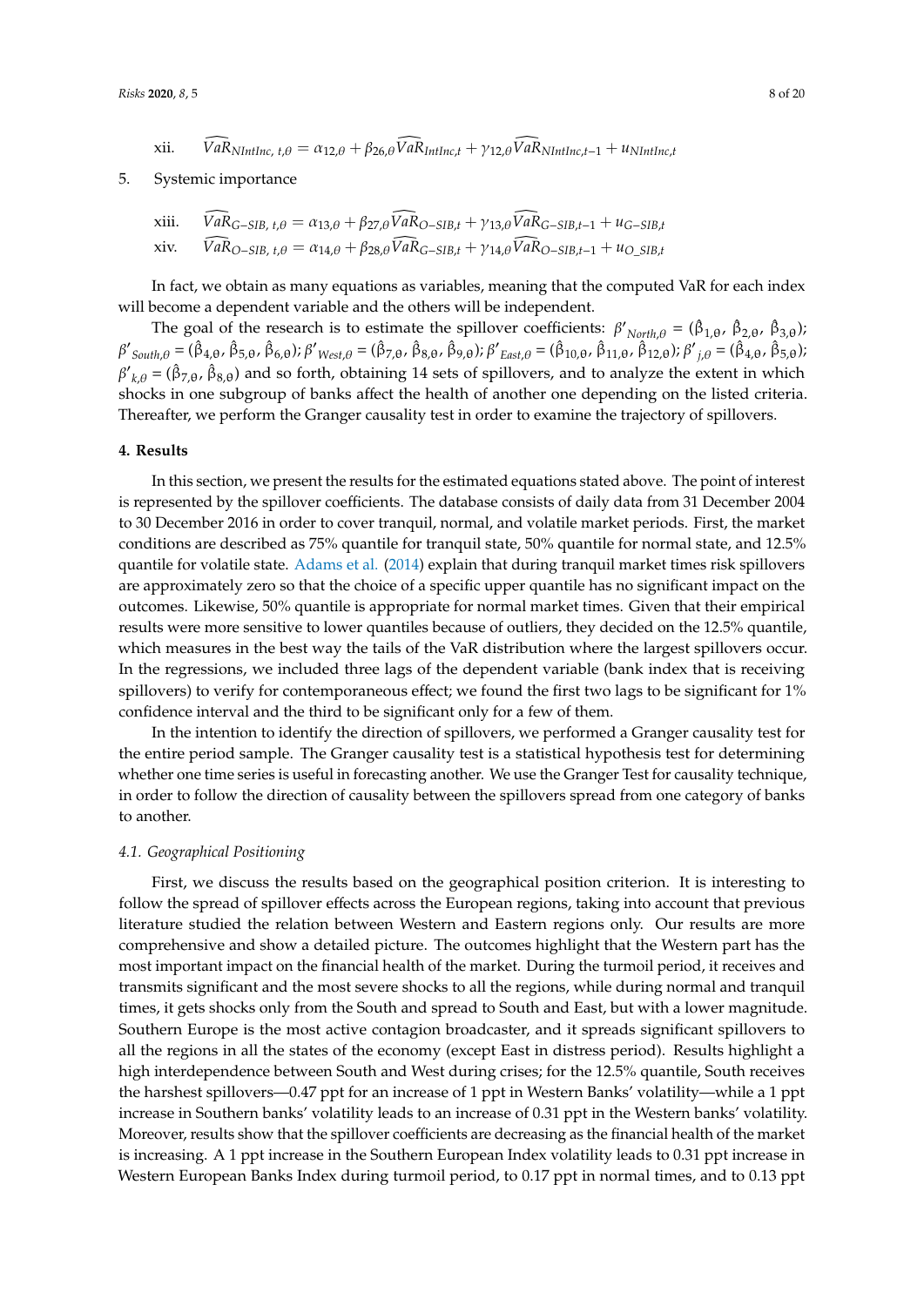xii. $\widehat{VaR}_{NIntInc,\,t,\theta} = \alpha_{12,\theta} + \beta_{26,\theta}\widehat{VaR}_{IntInc,t} + \gamma_{12,\theta}\widehat{VaR}_{NIntInc,t-1} + u_{NIntInc,t}$

5. Systemic importance

xiii. $\widehat{VaR}_{G-SIB,\,t,\theta} = \alpha_{13,\theta} + \beta_{27,\theta}\widehat{VaR}_{O-SIB,t} + \gamma_{13,\theta}\widehat{VaR}_{G-SIB,t-1} + u_{G-SIB,t}$

xiv. $\widehat{VaR}_{O-SIB,\,t,\theta} = \alpha_{14,\theta} + \beta_{28,\theta}\widehat{VaR}_{G-SIB,t} + \gamma_{14,\theta}\widehat{VaR}_{O-SIB,t-1} + u_{O\_SIB,t}$

In fact, we obtain as many equations as variables, meaning that the computed VaR for each index will become a dependent variable and the others will be independent.

The goal of the research is to estimate the spillover coefficients: $\beta'_{North,\theta} = (\hat{\beta}_{1,\theta}, \hat{\beta}_{2,\theta}, \hat{\beta}_{3,\theta})$; $\beta'_{South,\theta} = (\hat{\beta}_{4,\theta}, \hat{\beta}_{5,\theta}, \hat{\beta}_{6,\theta})$; $\beta'_{West,\theta} = (\hat{\beta}_{7,\theta}, \hat{\beta}_{8,\theta}, \hat{\beta}_{9,\theta})$; $\beta'_{East,\theta} = (\hat{\beta}_{10,\theta}, \hat{\beta}_{11,\theta}, \hat{\beta}_{12,\theta})$; $\beta'_{j,\theta} = (\hat{\beta}_{4,\theta}, \hat{\beta}_{5,\theta})$; $\beta'_{k,\theta} = (\hat{\beta}_{7,\theta}, \hat{\beta}_{8,\theta})$ and so forth, obtaining 14 sets of spillovers, and to analyze the extent in which shocks in one subgroup of banks affect the health of another one depending on the listed criteria. Thereafter, we perform the Granger causality test in order to examine the trajectory of spillovers.

## 4. Results

In this section, we present the results for the estimated equations stated above. The point of interest is represented by the spillover coefficients. The database consists of daily data from 31 December 2004 to 30 December 2016 in order to cover tranquil, normal, and volatile market periods. First, the market conditions are described as 75% quantile for tranquil state, 50% quantile for normal state, and 12.5% quantile for volatile state. Adams et al. (2014) explain that during tranquil market times risk spillovers are approximately zero so that the choice of a specific upper quantile has no significant impact on the outcomes. Likewise, 50% quantile is appropriate for normal market times. Given that their empirical results were more sensitive to lower quantiles because of outliers, they decided on the 12.5% quantile, which measures in the best way the tails of the VaR distribution where the largest spillovers occur. In the regressions, we included three lags of the dependent variable (bank index that is receiving spillovers) to verify for contemporaneous effect; we found the first two lags to be significant for 1% confidence interval and the third to be significant only for a few of them.

In the intention to identify the direction of spillovers, we performed a Granger causality test for the entire period sample. The Granger causality test is a statistical hypothesis test for determining whether one time series is useful in forecasting another. We use the Granger Test for causality technique, in order to follow the direction of causality between the spillovers spread from one category of banks to another.

### 4.1. Geographical Positioning

First, we discuss the results based on the geographical position criterion. It is interesting to follow the spread of spillover effects across the European regions, taking into account that previous literature studied the relation between Western and Eastern regions only. Our results are more comprehensive and show a detailed picture. The outcomes highlight that the Western part has the most important impact on the financial health of the market. During the turmoil period, it receives and transmits significant and the most severe shocks to all the regions, while during normal and tranquil times, it gets shocks only from the South and spread to South and East, but with a lower magnitude. Southern Europe is the most active contagion broadcaster, and it spreads significant spillovers to all the regions in all the states of the economy (except East in distress period). Results highlight a high interdependence between South and West during crises; for the 12.5% quantile, South receives the harshest spillovers—0.47 ppt for an increase of 1 ppt in Western Banks' volatility—while a 1 ppt increase in Southern banks' volatility leads to an increase of 0.31 ppt in the Western banks' volatility. Moreover, results show that the spillover coefficients are decreasing as the financial health of the market is increasing. A 1 ppt increase in the Southern European Index volatility leads to 0.31 ppt increase in Western European Banks Index during turmoil period, to 0.17 ppt in normal times, and to 0.13 ppt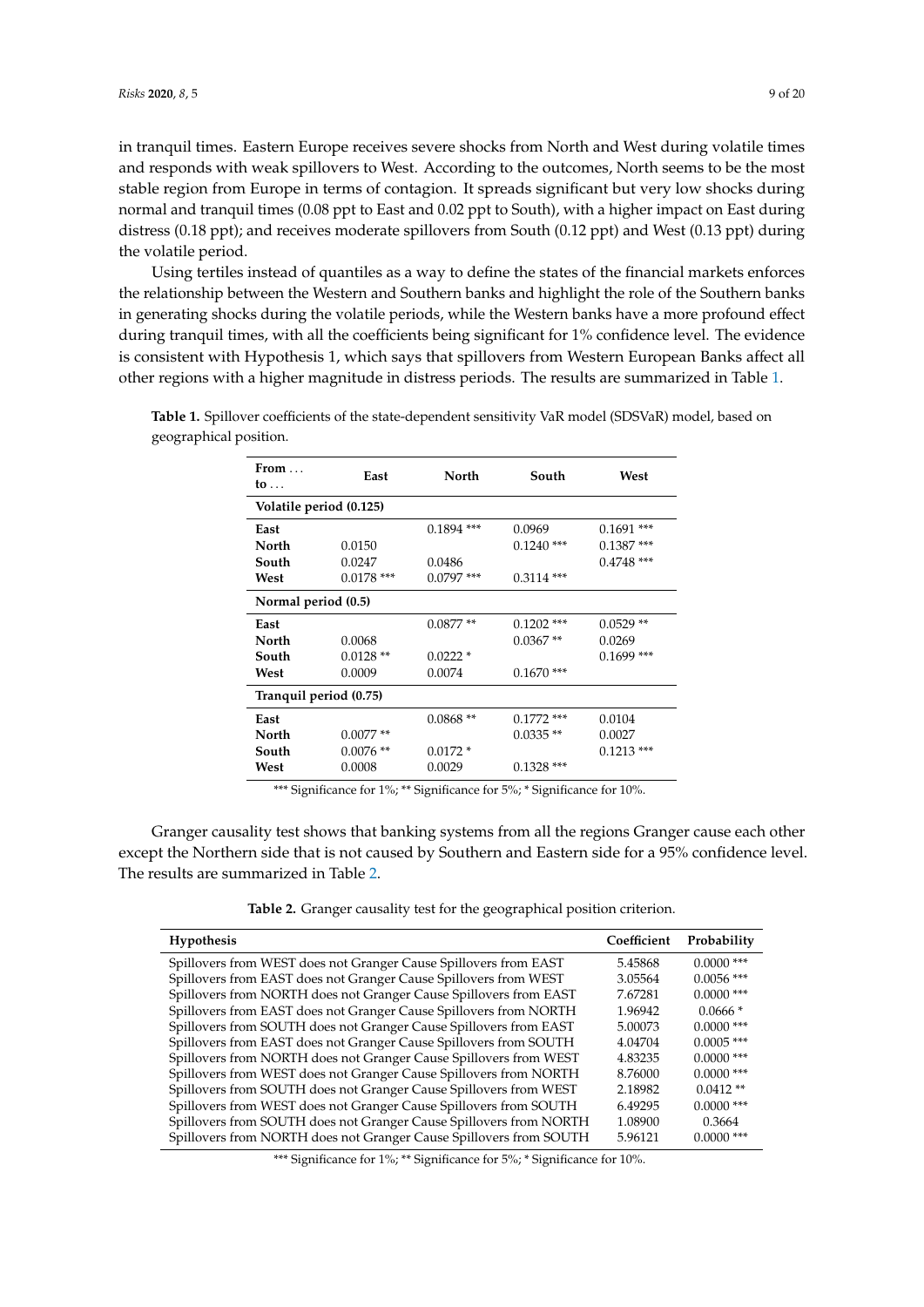in tranquil times. Eastern Europe receives severe shocks from North and West during volatile times and responds with weak spillovers to West. According to the outcomes, North seems to be the most stable region from Europe in terms of contagion. It spreads significant but very low shocks during normal and tranquil times (0.08 ppt to East and 0.02 ppt to South), with a higher impact on East during distress (0.18 ppt); and receives moderate spillovers from South (0.12 ppt) and West (0.13 ppt) during the volatile period.

Using tertiles instead of quantiles as a way to define the states of the financial markets enforces the relationship between the Western and Southern banks and highlight the role of the Southern banks in generating shocks during the volatile periods, while the Western banks have a more profound effect during tranquil times, with all the coefficients being significant for 1% confidence level. The evidence is consistent with Hypothesis 1, which says that spillovers from Western European Banks affect all other regions with a higher magnitude in distress periods. The results are summarized in Table 1.

**Table 1.** Spillover coefficients of the state-dependent sensitivity VaR model (SDSVaR) model, based on geographical position.

| From … to … | East | North | South | West |
|---|---|---|---|---|
| **Volatile period (0.125)** | | | | |
| **East** | | 0.1894 *** | 0.0969 | 0.1691 *** |
| **North** | 0.0150 | | 0.1240 *** | 0.1387 *** |
| **South** | 0.0247 | 0.0486 | | 0.4748 *** |
| **West** | 0.0178 *** | 0.0797 *** | 0.3114 *** | |
| **Normal period (0.5)** | | | | |
| **East** | | 0.0877 ** | 0.1202 *** | 0.0529 ** |
| **North** | 0.0068 | | 0.0367 ** | 0.0269 |
| **South** | 0.0128 ** | 0.0222 * | | 0.1699 *** |
| **West** | 0.0009 | 0.0074 | 0.1670 *** | |
| **Tranquil period (0.75)** | | | | |
| **East** | | 0.0868 ** | 0.1772 *** | 0.0104 |
| **North** | 0.0077 ** | | 0.0335 ** | 0.0027 |
| **South** | 0.0076 ** | 0.0172 * | | 0.1213 *** |
| **West** | 0.0008 | 0.0029 | 0.1328 *** | |

*** Significance for 1%; ** Significance for 5%; * Significance for 10%.

Granger causality test shows that banking systems from all the regions Granger cause each other except the Northern side that is not caused by Southern and Eastern side for a 95% confidence level. The results are summarized in Table 2.

**Table 2.** Granger causality test for the geographical position criterion.

| Hypothesis | Coefficient | Probability |
|---|---|---|
| Spillovers from WEST does not Granger Cause Spillovers from EAST | 5.45868 | 0.0000 *** |
| Spillovers from EAST does not Granger Cause Spillovers from WEST | 3.05564 | 0.0056 *** |
| Spillovers from NORTH does not Granger Cause Spillovers from EAST | 7.67281 | 0.0000 *** |
| Spillovers from EAST does not Granger Cause Spillovers from NORTH | 1.96942 | 0.0666 * |
| Spillovers from SOUTH does not Granger Cause Spillovers from EAST | 5.00073 | 0.0000 *** |
| Spillovers from EAST does not Granger Cause Spillovers from SOUTH | 4.04704 | 0.0005 *** |
| Spillovers from NORTH does not Granger Cause Spillovers from WEST | 4.83235 | 0.0000 *** |
| Spillovers from WEST does not Granger Cause Spillovers from NORTH | 8.76000 | 0.0000 *** |
| Spillovers from SOUTH does not Granger Cause Spillovers from WEST | 2.18982 | 0.0412 ** |
| Spillovers from WEST does not Granger Cause Spillovers from SOUTH | 6.49295 | 0.0000 *** |
| Spillovers from SOUTH does not Granger Cause Spillovers from NORTH | 1.08900 | 0.3664 |
| Spillovers from NORTH does not Granger Cause Spillovers from SOUTH | 5.96121 | 0.0000 *** |

*** Significance for 1%; ** Significance for 5%; * Significance for 10%.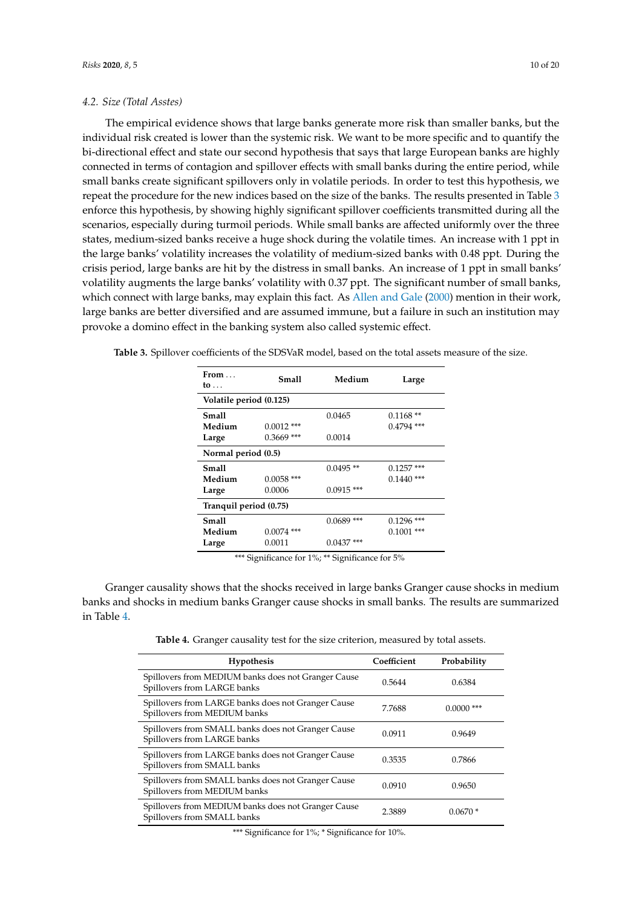### 4.2. Size (Total Asstes)

The empirical evidence shows that large banks generate more risk than smaller banks, but the individual risk created is lower than the systemic risk. We want to be more specific and to quantify the bi-directional effect and state our second hypothesis that says that large European banks are highly connected in terms of contagion and spillover effects with small banks during the entire period, while small banks create significant spillovers only in volatile periods. In order to test this hypothesis, we repeat the procedure for the new indices based on the size of the banks. The results presented in Table 3 enforce this hypothesis, by showing highly significant spillover coefficients transmitted during all the scenarios, especially during turmoil periods. While small banks are affected uniformly over the three states, medium-sized banks receive a huge shock during the volatile times. An increase with 1 ppt in the large banks' volatility increases the volatility of medium-sized banks with 0.48 ppt. During the crisis period, large banks are hit by the distress in small banks. An increase of 1 ppt in small banks' volatility augments the large banks' volatility with 0.37 ppt. The significant number of small banks, which connect with large banks, may explain this fact. As Allen and Gale (2000) mention in their work, large banks are better diversified and are assumed immune, but a failure in such an institution may provoke a domino effect in the banking system also called systemic effect.

**Table 3.** Spillover coefficients of the SDSVaR model, based on the total assets measure of the size.

| From … to … | Small | Medium | Large |
|---|---|---|---|
| **Volatile period (0.125)** | | | |
| **Small** | | 0.0465 | 0.1168 ** |
| **Medium** | 0.0012 *** | | 0.4794 *** |
| **Large** | 0.3669 *** | 0.0014 | |
| **Normal period (0.5)** | | | |
| **Small** | | 0.0495 ** | 0.1257 *** |
| **Medium** | 0.0058 *** | | 0.1440 *** |
| **Large** | 0.0006 | 0.0915 *** | |
| **Tranquil period (0.75)** | | | |
| **Small** | | 0.0689 *** | 0.1296 *** |
| **Medium** | 0.0074 *** | | 0.1001 *** |
| **Large** | 0.0011 | 0.0437 *** | |

*** Significance for 1%; ** Significance for 5%

Granger causality shows that the shocks received in large banks Granger cause shocks in medium banks and shocks in medium banks Granger cause shocks in small banks. The results are summarized in Table 4.

**Table 4.** Granger causality test for the size criterion, measured by total assets.

| Hypothesis | Coefficient | Probability |
|---|---|---|
| Spillovers from MEDIUM banks does not Granger Cause Spillovers from LARGE banks | 0.5644 | 0.6384 |
| Spillovers from LARGE banks does not Granger Cause Spillovers from MEDIUM banks | 7.7688 | 0.0000 *** |
| Spillovers from SMALL banks does not Granger Cause Spillovers from LARGE banks | 0.0911 | 0.9649 |
| Spillovers from LARGE banks does not Granger Cause Spillovers from SMALL banks | 0.3535 | 0.7866 |
| Spillovers from SMALL banks does not Granger Cause Spillovers from MEDIUM banks | 0.0910 | 0.9650 |
| Spillovers from MEDIUM banks does not Granger Cause Spillovers from SMALL banks | 2.3889 | 0.0670 * |

*** Significance for 1%; * Significance for 10%.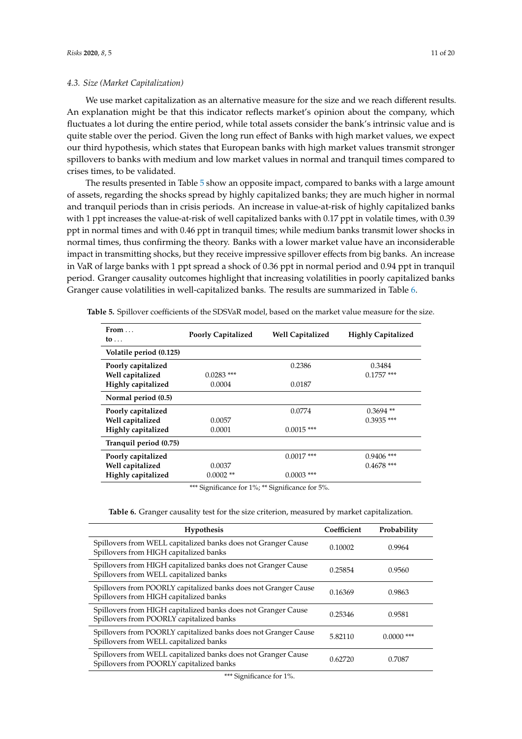### 4.3. Size (Market Capitalization)

We use market capitalization as an alternative measure for the size and we reach different results. An explanation might be that this indicator reflects market's opinion about the company, which fluctuates a lot during the entire period, while total assets consider the bank's intrinsic value and is quite stable over the period. Given the long run effect of Banks with high market values, we expect our third hypothesis, which states that European banks with high market values transmit stronger spillovers to banks with medium and low market values in normal and tranquil times compared to crises times, to be validated.

The results presented in Table 5 show an opposite impact, compared to banks with a large amount of assets, regarding the shocks spread by highly capitalized banks; they are much higher in normal and tranquil periods than in crisis periods. An increase in value-at-risk of highly capitalized banks with 1 ppt increases the value-at-risk of well capitalized banks with 0.17 ppt in volatile times, with 0.39 ppt in normal times and with 0.46 ppt in tranquil times; while medium banks transmit lower shocks in normal times, thus confirming the theory. Banks with a lower market value have an inconsiderable impact in transmitting shocks, but they receive impressive spillover effects from big banks. An increase in VaR of large banks with 1 ppt spread a shock of 0.36 ppt in normal period and 0.94 ppt in tranquil period. Granger causality outcomes highlight that increasing volatilities in poorly capitalized banks Granger cause volatilities in well-capitalized banks. The results are summarized in Table 6.

**Table 5.** Spillover coefficients of the SDSVaR model, based on the market value measure for the size.

| From … to … | Poorly Capitalized | Well Capitalized | Highly Capitalized |
|---|---|---|---|
| **Volatile period (0.125)** | | | |
| **Poorly capitalized** | | 0.2386 | 0.3484 |
| **Well capitalized** | 0.0283 *** | | 0.1757 *** |
| **Highly capitalized** | 0.0004 | 0.0187 | |
| **Normal period (0.5)** | | | |
| **Poorly capitalized** | | 0.0774 | 0.3694 ** |
| **Well capitalized** | 0.0057 | | 0.3935 *** |
| **Highly capitalized** | 0.0001 | 0.0015 *** | |
| **Tranquil period (0.75)** | | | |
| **Poorly capitalized** | | 0.0017 *** | 0.9406 *** |
| **Well capitalized** | 0.0037 | | 0.4678 *** |
| **Highly capitalized** | 0.0002 ** | 0.0003 *** | |

*** Significance for 1%; ** Significance for 5%.

**Table 6.** Granger causality test for the size criterion, measured by market capitalization.

| Hypothesis | Coefficient | Probability |
|---|---|---|
| Spillovers from WELL capitalized banks does not Granger Cause Spillovers from HIGH capitalized banks | 0.10002 | 0.9964 |
| Spillovers from HIGH capitalized banks does not Granger Cause Spillovers from WELL capitalized banks | 0.25854 | 0.9560 |
| Spillovers from POORLY capitalized banks does not Granger Cause Spillovers from HIGH capitalized banks | 0.16369 | 0.9863 |
| Spillovers from HIGH capitalized banks does not Granger Cause Spillovers from POORLY capitalized banks | 0.25346 | 0.9581 |
| Spillovers from POORLY capitalized banks does not Granger Cause Spillovers from WELL capitalized banks | 5.82110 | 0.0000 *** |
| Spillovers from WELL capitalized banks does not Granger Cause Spillovers from POORLY capitalized banks | 0.62720 | 0.7087 |

*** Significance for 1%.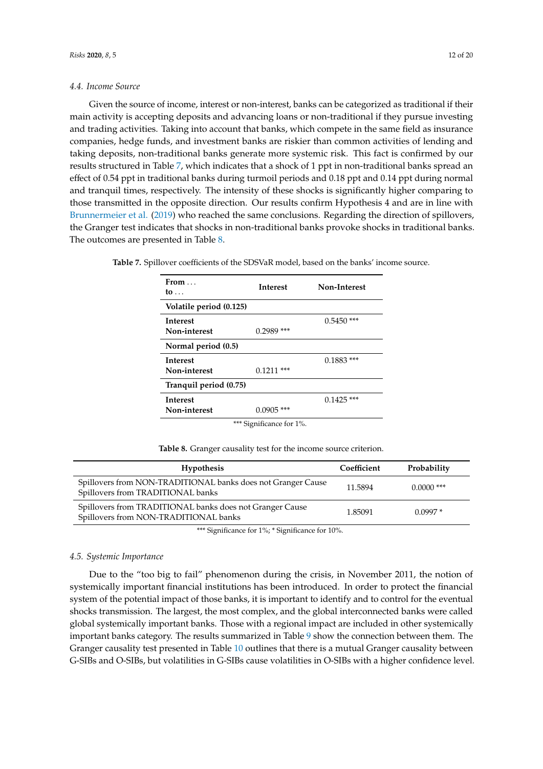### 4.4. Income Source

Given the source of income, interest or non-interest, banks can be categorized as traditional if their main activity is accepting deposits and advancing loans or non-traditional if they pursue investing and trading activities. Taking into account that banks, which compete in the same field as insurance companies, hedge funds, and investment banks are riskier than common activities of lending and taking deposits, non-traditional banks generate more systemic risk. This fact is confirmed by our results structured in Table 7, which indicates that a shock of 1 ppt in non-traditional banks spread an effect of 0.54 ppt in traditional banks during turmoil periods and 0.18 ppt and 0.14 ppt during normal and tranquil times, respectively. The intensity of these shocks is significantly higher comparing to those transmitted in the opposite direction. Our results confirm Hypothesis 4 and are in line with Brunnermeier et al. (2019) who reached the same conclusions. Regarding the direction of spillovers, the Granger test indicates that shocks in non-traditional banks provoke shocks in traditional banks. The outcomes are presented in Table 8.

**Table 7.** Spillover coefficients of the SDSVaR model, based on the banks' income source.

| **From …** **to …** | **Interest** | **Non-Interest** |
|---|---|---|
| **Volatile period (0.125)** | | |
| **Interest** | | 0.5450 *** |
| **Non-interest** | 0.2989 *** | |
| **Normal period (0.5)** | | |
| **Interest** | | 0.1883 *** |
| **Non-interest** | 0.1211 *** | |
| **Tranquil period (0.75)** | | |
| **Interest** | | 0.1425 *** |
| **Non-interest** | 0.0905 *** | |

*** Significance for 1%.

**Table 8.** Granger causality test for the income source criterion.

| **Hypothesis** | **Coefficient** | **Probability** |
|---|---|---|
| Spillovers from NON-TRADITIONAL banks does not Granger Cause Spillovers from TRADITIONAL banks | 11.5894 | 0.0000 *** |
| Spillovers from TRADITIONAL banks does not Granger Cause Spillovers from NON-TRADITIONAL banks | 1.85091 | 0.0997 * |

*** Significance for 1%; * Significance for 10%.

### 4.5. Systemic Importance

Due to the "too big to fail" phenomenon during the crisis, in November 2011, the notion of systemically important financial institutions has been introduced. In order to protect the financial system of the potential impact of those banks, it is important to identify and to control for the eventual shocks transmission. The largest, the most complex, and the global interconnected banks were called global systemically important banks. Those with a regional impact are included in other systemically important banks category. The results summarized in Table 9 show the connection between them. The Granger causality test presented in Table 10 outlines that there is a mutual Granger causality between G-SIBs and O-SIBs, but volatilities in G-SIBs cause volatilities in O-SIBs with a higher confidence level.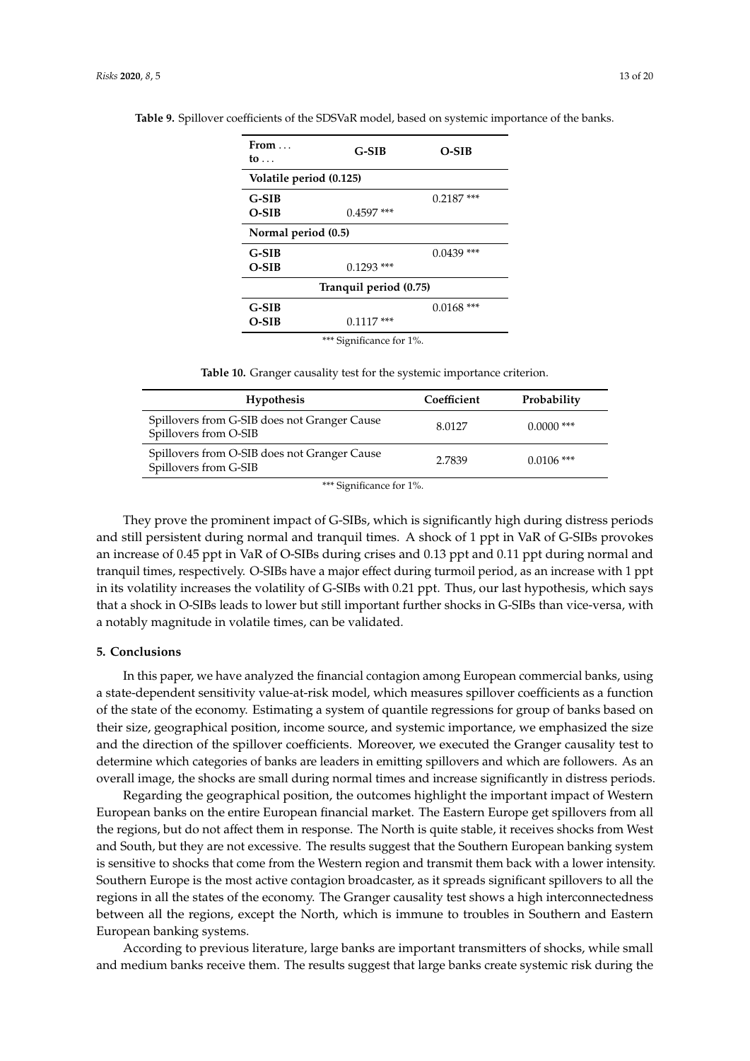**Table 9.** Spillover coefficients of the SDSVaR model, based on systemic importance of the banks.

| From ... to ... | G-SIB | O-SIB |
|---|---|---|
| **Volatile period (0.125)** | | |
| **G-SIB** | | 0.2187 *** |
| **O-SIB** | 0.4597 *** | |
| **Normal period (0.5)** | | |
| **G-SIB** | | 0.0439 *** |
| **O-SIB** | 0.1293 *** | |
| **Tranquil period (0.75)** | | |
| **G-SIB** | | 0.0168 *** |
| **O-SIB** | 0.1117 *** | |

*** Significance for 1%.

**Table 10.** Granger causality test for the systemic importance criterion.

| Hypothesis | Coefficient | Probability |
|---|---|---|
| Spillovers from G-SIB does not Granger Cause Spillovers from O-SIB | 8.0127 | 0.0000 *** |
| Spillovers from O-SIB does not Granger Cause Spillovers from G-SIB | 2.7839 | 0.0106 *** |

*** Significance for 1%.

They prove the prominent impact of G-SIBs, which is significantly high during distress periods and still persistent during normal and tranquil times. A shock of 1 ppt in VaR of G-SIBs provokes an increase of 0.45 ppt in VaR of O-SIBs during crises and 0.13 ppt and 0.11 ppt during normal and tranquil times, respectively. O-SIBs have a major effect during turmoil period, as an increase with 1 ppt in its volatility increases the volatility of G-SIBs with 0.21 ppt. Thus, our last hypothesis, which says that a shock in O-SIBs leads to lower but still important further shocks in G-SIBs than vice-versa, with a notably magnitude in volatile times, can be validated.

## 5. Conclusions

In this paper, we have analyzed the financial contagion among European commercial banks, using a state-dependent sensitivity value-at-risk model, which measures spillover coefficients as a function of the state of the economy. Estimating a system of quantile regressions for group of banks based on their size, geographical position, income source, and systemic importance, we emphasized the size and the direction of the spillover coefficients. Moreover, we executed the Granger causality test to determine which categories of banks are leaders in emitting spillovers and which are followers. As an overall image, the shocks are small during normal times and increase significantly in distress periods.

Regarding the geographical position, the outcomes highlight the important impact of Western European banks on the entire European financial market. The Eastern Europe get spillovers from all the regions, but do not affect them in response. The North is quite stable, it receives shocks from West and South, but they are not excessive. The results suggest that the Southern European banking system is sensitive to shocks that come from the Western region and transmit them back with a lower intensity. Southern Europe is the most active contagion broadcaster, as it spreads significant spillovers to all the regions in all the states of the economy. The Granger causality test shows a high interconnectedness between all the regions, except the North, which is immune to troubles in Southern and Eastern European banking systems.

According to previous literature, large banks are important transmitters of shocks, while small and medium banks receive them. The results suggest that large banks create systemic risk during the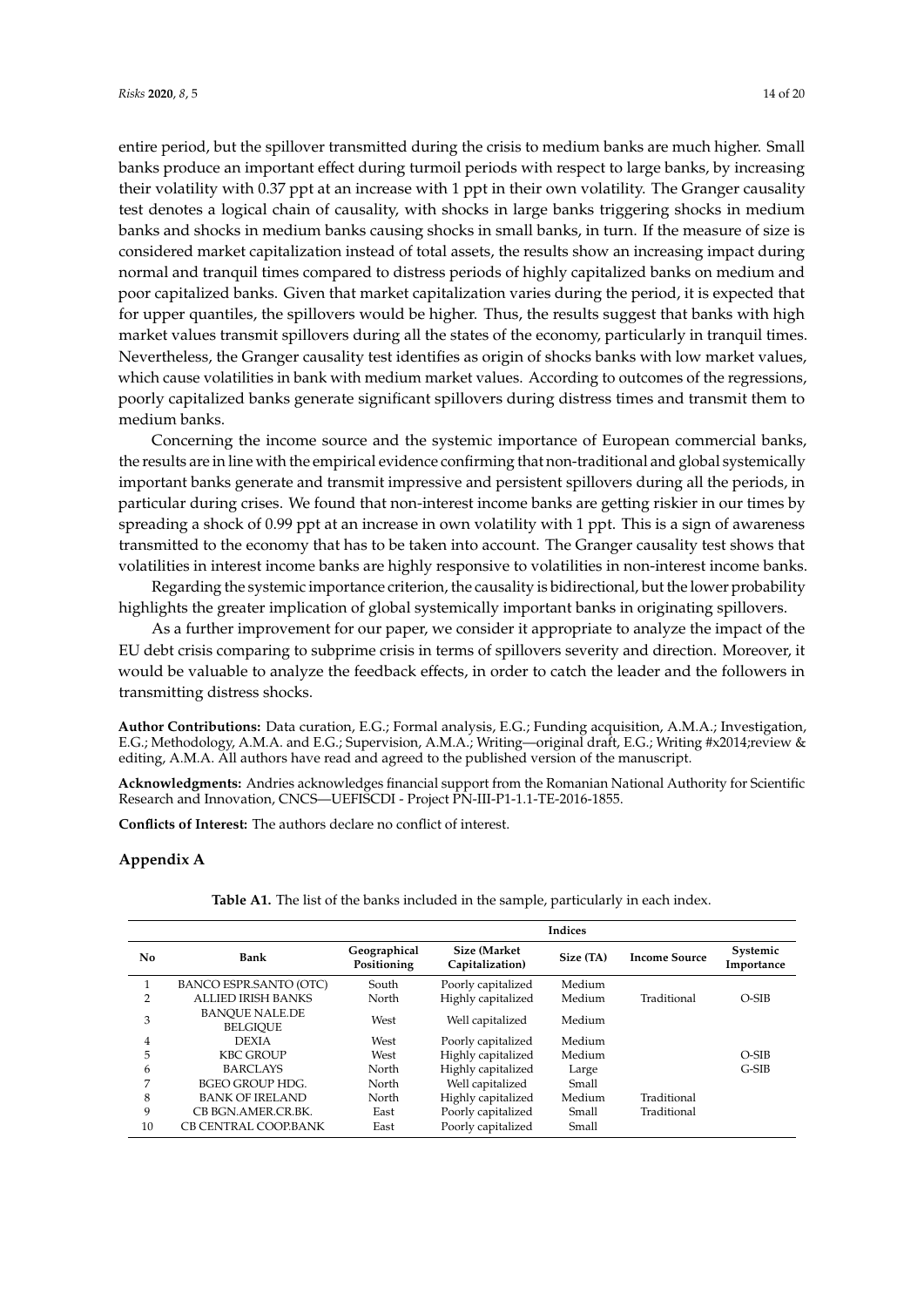entire period, but the spillover transmitted during the crisis to medium banks are much higher. Small banks produce an important effect during turmoil periods with respect to large banks, by increasing their volatility with 0.37 ppt at an increase with 1 ppt in their own volatility. The Granger causality test denotes a logical chain of causality, with shocks in large banks triggering shocks in medium banks and shocks in medium banks causing shocks in small banks, in turn. If the measure of size is considered market capitalization instead of total assets, the results show an increasing impact during normal and tranquil times compared to distress periods of highly capitalized banks on medium and poor capitalized banks. Given that market capitalization varies during the period, it is expected that for upper quantiles, the spillovers would be higher. Thus, the results suggest that banks with high market values transmit spillovers during all the states of the economy, particularly in tranquil times. Nevertheless, the Granger causality test identifies as origin of shocks banks with low market values, which cause volatilities in bank with medium market values. According to outcomes of the regressions, poorly capitalized banks generate significant spillovers during distress times and transmit them to medium banks.

Concerning the income source and the systemic importance of European commercial banks, the results are in line with the empirical evidence confirming that non-traditional and global systemically important banks generate and transmit impressive and persistent spillovers during all the periods, in particular during crises. We found that non-interest income banks are getting riskier in our times by spreading a shock of 0.99 ppt at an increase in own volatility with 1 ppt. This is a sign of awareness transmitted to the economy that has to be taken into account. The Granger causality test shows that volatilities in interest income banks are highly responsive to volatilities in non-interest income banks.

Regarding the systemic importance criterion, the causality is bidirectional, but the lower probability highlights the greater implication of global systemically important banks in originating spillovers.

As a further improvement for our paper, we consider it appropriate to analyze the impact of the EU debt crisis comparing to subprime crisis in terms of spillovers severity and direction. Moreover, it would be valuable to analyze the feedback effects, in order to catch the leader and the followers in transmitting distress shocks.

**Author Contributions:** Data curation, E.G.; Formal analysis, E.G.; Funding acquisition, A.M.A.; Investigation, E.G.; Methodology, A.M.A. and E.G.; Supervision, A.M.A.; Writing—original draft, E.G.; Writing #x2014;review & editing, A.M.A. All authors have read and agreed to the published version of the manuscript.

**Acknowledgments:** Andries acknowledges financial support from the Romanian National Authority for Scientific Research and Innovation, CNCS—UEFISCDI - Project PN-III-P1-1.1-TE-2016-1855.

**Conflicts of Interest:** The authors declare no conflict of interest.

## Appendix A

**Table A1.** The list of the banks included in the sample, particularly in each index.

| | | Indices | | | | |
|---|---|---|---|---|---|---|
| **No** | **Bank** | **Geographical Positioning** | **Size (Market Capitalization)** | **Size (TA)** | **Income Source** | **Systemic Importance** |
| 1 | BANCO ESPR.SANTO (OTC) | South | Poorly capitalized | Medium | | |
| 2 | ALLIED IRISH BANKS | North | Highly capitalized | Medium | Traditional | O-SIB |
| 3 | BANQUE NALE.DE BELGIQUE | West | Well capitalized | Medium | | |
| 4 | DEXIA | West | Poorly capitalized | Medium | | |
| 5 | KBC GROUP | West | Highly capitalized | Medium | | O-SIB |
| 6 | BARCLAYS | North | Highly capitalized | Large | | G-SIB |
| 7 | BGEO GROUP HDG. | North | Well capitalized | Small | | |
| 8 | BANK OF IRELAND | North | Highly capitalized | Medium | Traditional | |
| 9 | CB BGN.AMER.CR.BK. | East | Poorly capitalized | Small | Traditional | |
| 10 | CB CENTRAL COOP.BANK | East | Poorly capitalized | Small | | |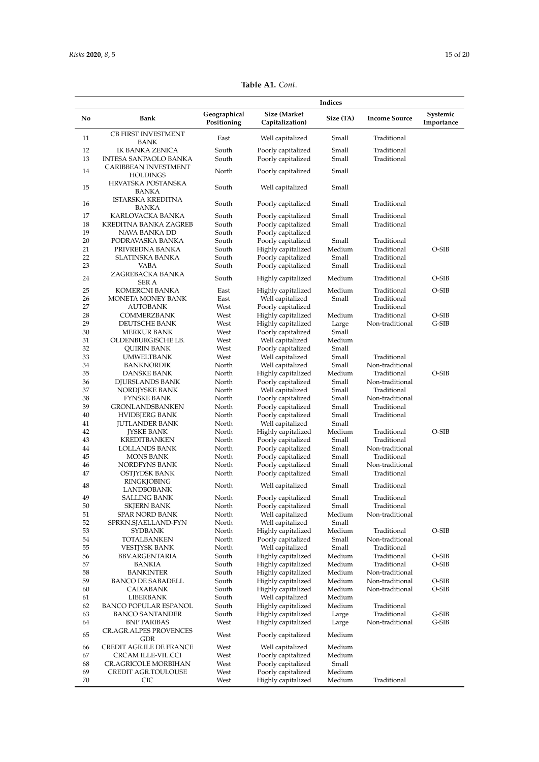**Table A1.** *Cont.*

| No | Bank | Indices | | | | |
|---|---|---|---|---|---|---|
| | | Geographical Positioning | Size (Market Capitalization) | Size (TA) | Income Source | Systemic Importance |
| 11 | CB FIRST INVESTMENT BANK | East | Well capitalized | Small | Traditional | |
| 12 | IK BANKA ZENICA | South | Poorly capitalized | Small | Traditional | |
| 13 | INTESA SANPAOLO BANKA | South | Poorly capitalized | Small | Traditional | |
| 14 | CARIBBEAN INVESTMENT HOLDINGS | North | Poorly capitalized | Small | | |
| 15 | HRVATSKA POSTANSKA BANKA | South | Well capitalized | Small | | |
| 16 | ISTARSKA KREDITNA BANKA | South | Poorly capitalized | Small | Traditional | |
| 17 | KARLOVACKA BANKA | South | Poorly capitalized | Small | Traditional | |
| 18 | KREDITNA BANKA ZAGREB | South | Poorly capitalized | Small | Traditional | |
| 19 | NAVA BANKA DD | South | Poorly capitalized | | | |
| 20 | PODRAVASKA BANKA | South | Poorly capitalized | Small | Traditional | |
| 21 | PRIVREDNA BANKA | South | Highly capitalized | Medium | Traditional | O-SIB |
| 22 | SLATINSKA BANKA | South | Poorly capitalized | Small | Traditional | |
| 23 | VABA | South | Poorly capitalized | Small | Traditional | |
| 24 | ZAGREBACKA BANKA SER A | South | Highly capitalized | Medium | Traditional | O-SIB |
| 25 | KOMERCNI BANKA | East | Highly capitalized | Medium | Traditional | O-SIB |
| 26 | MONETA MONEY BANK | East | Well capitalized | Small | Traditional | |
| 27 | AUTOBANK | West | Poorly capitalized | | Traditional | |
| 28 | COMMERZBANK | West | Highly capitalized | Medium | Traditional | O-SIB |
| 29 | DEUTSCHE BANK | West | Highly capitalized | Large | Non-traditional | G-SIB |
| 30 | MERKUR BANK | West | Poorly capitalized | Small | | |
| 31 | OLDENBURGISCHE LB. | West | Well capitalized | Medium | | |
| 32 | QUIRIN BANK | West | Poorly capitalized | Small | | |
| 33 | UMWELTBANK | West | Well capitalized | Small | Traditional | |
| 34 | BANKNORDIK | North | Well capitalized | Small | Non-traditional | |
| 35 | DANSKE BANK | North | Highly capitalized | Medium | Traditional | O-SIB |
| 36 | DJURSLANDS BANK | North | Poorly capitalized | Small | Non-traditional | |
| 37 | NORDJYSKE BANK | North | Well capitalized | Small | Traditional | |
| 38 | FYNSKE BANK | North | Poorly capitalized | Small | Non-traditional | |
| 39 | GRONLANDSBANKEN | North | Poorly capitalized | Small | Traditional | |
| 40 | HVIDBJERG BANK | North | Poorly capitalized | Small | Traditional | |
| 41 | JUTLANDER BANK | North | Well capitalized | Small | | |
| 42 | JYSKE BANK | North | Highly capitalized | Medium | Traditional | O-SIB |
| 43 | KREDITBANKEN | North | Poorly capitalized | Small | Traditional | |
| 44 | LOLLANDS BANK | North | Poorly capitalized | Small | Non-traditional | |
| 45 | MONS BANK | North | Poorly capitalized | Small | Traditional | |
| 46 | NORDFYNS BANK | North | Poorly capitalized | Small | Non-traditional | |
| 47 | OSTJYDSK BANK | North | Poorly capitalized | Small | Traditional | |
| 48 | RINGKJOBING LANDBOBANK | North | Well capitalized | Small | Traditional | |
| 49 | SALLING BANK | North | Poorly capitalized | Small | Traditional | |
| 50 | SKJERN BANK | North | Poorly capitalized | Small | Traditional | |
| 51 | SPAR NORD BANK | North | Well capitalized | Medium | Non-traditional | |
| 52 | SPRKN.SJAELLAND-FYN | North | Well capitalized | Small | | |
| 53 | SYDBANK | North | Highly capitalized | Medium | Traditional | O-SIB |
| 54 | TOTALBANKEN | North | Poorly capitalized | Small | Non-traditional | |
| 55 | VESTJYSK BANK | North | Well capitalized | Small | Traditional | |
| 56 | BBV.ARGENTARIA | South | Highly capitalized | Medium | Traditional | O-SIB |
| 57 | BANKIA | South | Highly capitalized | Medium | Traditional | O-SIB |
| 58 | BANKINTER | South | Highly capitalized | Medium | Non-traditional | |
| 59 | BANCO DE SABADELL | South | Highly capitalized | Medium | Non-traditional | O-SIB |
| 60 | CAIXABANK | South | Highly capitalized | Medium | Non-traditional | O-SIB |
| 61 | LIBERBANK | South | Well capitalized | Medium | | |
| 62 | BANCO POPULAR ESPANOL | South | Highly capitalized | Medium | Traditional | |
| 63 | BANCO SANTANDER | South | Highly capitalized | Large | Traditional | G-SIB |
| 64 | BNP PARIBAS | West | Highly capitalized | Large | Non-traditional | G-SIB |
| 65 | CR.AGR.ALPES PROVENCES GDR | West | Poorly capitalized | Medium | | |
| 66 | CREDIT AGR.ILE DE FRANCE | West | Well capitalized | Medium | | |
| 67 | CRCAM ILLE-VIL.CCI | West | Poorly capitalized | Medium | | |
| 68 | CR.AGRICOLE MORBIHAN | West | Poorly capitalized | Small | | |
| 69 | CREDIT AGR.TOULOUSE | West | Poorly capitalized | Medium | | |
| 70 | CIC | West | Highly capitalized | Medium | Traditional | |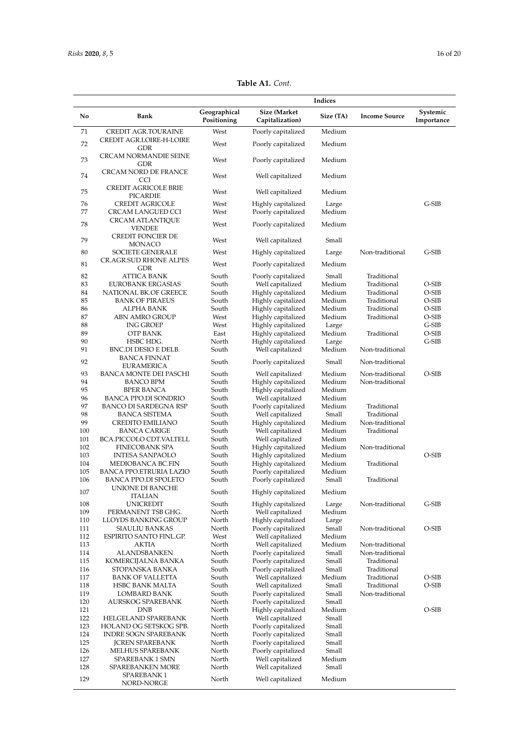**Table A1.** *Cont.*

| No | Bank | Indices | | | | |
|---|---|---|---|---|---|---|
| | | Geographical Positioning | Size (Market Capitalization) | Size (TA) | Income Source | Systemic Importance |
| 71 | CREDIT AGR.TOURAINE | West | Poorly capitalized | Medium | | |
| 72 | CREDIT AGR.LOIRE-H-LOIRE GDR | West | Poorly capitalized | Medium | | |
| 73 | CRCAM NORMANDIE SEINE GDR | West | Poorly capitalized | Medium | | |
| 74 | CRCAM NORD DE FRANCE CCI | West | Well capitalized | Medium | | |
| 75 | CREDIT AGRICOLE BRIE PICARDIE | West | Well capitalized | Medium | | |
| 76 | CREDIT AGRICOLE | West | Highly capitalized | Large | | G-SIB |
| 77 | CRCAM LANGUED CCI | West | Poorly capitalized | Medium | | |
| 78 | CRCAM ATLANTIQUE VENDEE | West | Poorly capitalized | Medium | | |
| 79 | CREDIT FONCIER DE MONACO | West | Well capitalized | Small | | |
| 80 | SOCIETE GENERALE | West | Highly capitalized | Large | Non-traditional | G-SIB |
| 81 | CR.AGR.SUD RHONE ALPES GDR | West | Poorly capitalized | Medium | | |
| 82 | ATTICA BANK | South | Poorly capitalized | Small | Traditional | |
| 83 | EUROBANK ERGASIAS | South | Well capitalized | Medium | Traditional | O-SIB |
| 84 | NATIONAL BK.OF GREECE | South | Highly capitalized | Medium | Traditional | O-SIB |
| 85 | BANK OF PIRAEUS | South | Highly capitalized | Medium | Traditional | O-SIB |
| 86 | ALPHA BANK | South | Highly capitalized | Medium | Traditional | O-SIB |
| 87 | ABN AMRO GROUP | West | Highly capitalized | Medium | Traditional | O-SIB |
| 88 | ING GROEP | West | Highly capitalized | Large | | G-SIB |
| 89 | OTP BANK | East | Highly capitalized | Medium | Traditional | O-SIB |
| 90 | HSBC HDG. | North | Highly capitalized | Large | | G-SIB |
| 91 | BNC.DI DESIO E DELB. | South | Well capitalized | Medium | Non-traditional | |
| 92 | BANCA FINNAT EURAMERICA | South | Poorly capitalized | Small | Non-traditional | |
| 93 | BANCA MONTE DEI PASCHI | South | Well capitalized | Medium | Non-traditional | O-SIB |
| 94 | BANCO BPM | South | Highly capitalized | Medium | Non-traditional | |
| 95 | BPER BANCA | South | Highly capitalized | Medium | | |
| 96 | BANCA PPO.DI SONDRIO | South | Well capitalized | Medium | | |
| 97 | BANCO DI SARDEGNA RSP | South | Poorly capitalized | Medium | Traditional | |
| 98 | BANCA SISTEMA | South | Well capitalized | Small | Traditional | |
| 99 | CREDITO EMILIANO | South | Highly capitalized | Medium | Non-traditional | |
| 100 | BANCA CARIGE | South | Well capitalized | Medium | Traditional | |
| 101 | BCA.PICCOLO CDT.VALTELL | South | Well capitalized | Medium | | |
| 102 | FINECOBANK SPA | South | Highly capitalized | Medium | Non-traditional | |
| 103 | INTESA SANPAOLO | South | Highly capitalized | Medium | | O-SIB |
| 104 | MEDIOBANCA BC.FIN | South | Highly capitalized | Medium | Traditional | |
| 105 | BANCA PPO.ETRURIA LAZIO | South | Poorly capitalized | Medium | | |
| 106 | BANCA PPO.DI SPOLETO | South | Poorly capitalized | Small | Traditional | |
| 107 | UNIONE DI BANCHE ITALIAN | South | Highly capitalized | Medium | | |
| 108 | UNICREDIT | South | Highly capitalized | Large | Non-traditional | G-SIB |
| 109 | PERMANENT TSB GHG. | North | Well capitalized | Medium | | |
| 110 | LLOYDS BANKING GROUP | North | Highly capitalized | Large | | |
| 111 | SIAULIU BANKAS | North | Poorly capitalized | Small | Non-traditional | O-SIB |
| 112 | ESPIRITO SANTO FINL.GP. | West | Well capitalized | Medium | | |
| 113 | AKTIA | North | Well capitalized | Medium | Non-traditional | |
| 114 | ALANDSBANKEN | North | Poorly capitalized | Small | Non-traditional | |
| 115 | KOMERCIJALNA BANKA | South | Poorly capitalized | Small | Traditional | |
| 116 | STOPANSKA BANKA | South | Poorly capitalized | Small | Traditional | |
| 117 | BANK OF VALLETTA | South | Well capitalized | Medium | Traditional | O-SIB |
| 118 | HSBC BANK MALTA | South | Well capitalized | Small | Traditional | O-SIB |
| 119 | LOMBARD BANK | South | Poorly capitalized | Small | Non-traditional | |
| 120 | AURSKOG SPAREBANK | North | Poorly capitalized | Small | | |
| 121 | DNB | North | Highly capitalized | Medium | | O-SIB |
| 122 | HELGELAND SPAREBANK | North | Well capitalized | Small | | |
| 123 | HOLAND OG SETSKOG SPB. | North | Poorly capitalized | Small | | |
| 124 | INDRE SOGN SPAREBANK | North | Poorly capitalized | Small | | |
| 125 | JCREN SPAREBANK | North | Poorly capitalized | Small | | |
| 126 | MELHUS SPAREBANK | North | Poorly capitalized | Small | | |
| 127 | SPAREBANK 1 SMN | North | Well capitalized | Medium | | |
| 128 | SPAREBANKEN MORE | North | Well capitalized | Small | | |
| 129 | SPAREBANK 1 NORD-NORGE | North | Well capitalized | Medium | | |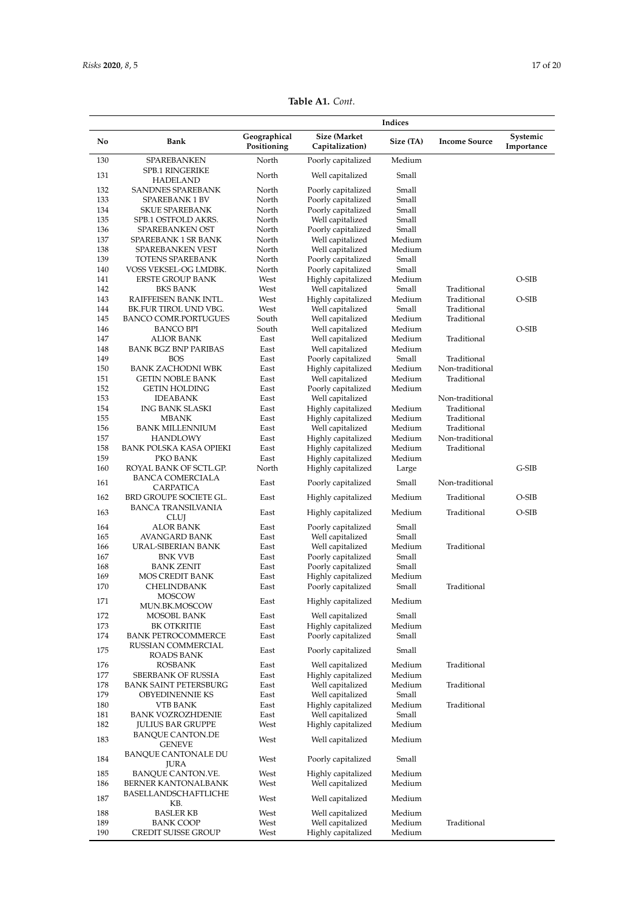**Table A1.** *Cont.*

| No | Bank | Indices | | | | |
|---|---|---|---|---|---|---|
| | | Geographical Positioning | Size (Market Capitalization) | Size (TA) | Income Source | Systemic Importance |
| 130 | SPAREBANKEN | North | Poorly capitalized | Medium | | |
| 131 | SPB.1 RINGERIKE HADELAND | North | Well capitalized | Small | | |
| 132 | SANDNES SPAREBANK | North | Poorly capitalized | Small | | |
| 133 | SPAREBANK 1 BV | North | Poorly capitalized | Small | | |
| 134 | SKUE SPAREBANK | North | Poorly capitalized | Small | | |
| 135 | SPB.1 OSTFOLD AKRS. | North | Well capitalized | Small | | |
| 136 | SPAREBANKEN OST | North | Poorly capitalized | Small | | |
| 137 | SPAREBANK 1 SR BANK | North | Well capitalized | Medium | | |
| 138 | SPAREBANKEN VEST | North | Well capitalized | Medium | | |
| 139 | TOTENS SPAREBANK | North | Poorly capitalized | Small | | |
| 140 | VOSS VEKSEL-OG LMDBK. | North | Poorly capitalized | Small | | |
| 141 | ERSTE GROUP BANK | West | Highly capitalized | Medium | | O-SIB |
| 142 | BKS BANK | West | Well capitalized | Small | Traditional | |
| 143 | RAIFFEISEN BANK INTL. | West | Highly capitalized | Medium | Traditional | O-SIB |
| 144 | BK.FUR TIROL UND VBG. | West | Well capitalized | Small | Traditional | |
| 145 | BANCO COMR.PORTUGUES | South | Well capitalized | Medium | Traditional | |
| 146 | BANCO BPI | South | Well capitalized | Medium | | O-SIB |
| 147 | ALIOR BANK | East | Well capitalized | Medium | Traditional | |
| 148 | BANK BGZ BNP PARIBAS | East | Well capitalized | Medium | | |
| 149 | BOS | East | Poorly capitalized | Small | Traditional | |
| 150 | BANK ZACHODNI WBK | East | Highly capitalized | Medium | Non-traditional | |
| 151 | GETIN NOBLE BANK | East | Well capitalized | Medium | Traditional | |
| 152 | GETIN HOLDING | East | Poorly capitalized | Medium | | |
| 153 | IDEABANK | East | Well capitalized | | Non-traditional | |
| 154 | ING BANK SLASKI | East | Highly capitalized | Medium | Traditional | |
| 155 | MBANK | East | Highly capitalized | Medium | Traditional | |
| 156 | BANK MILLENNIUM | East | Well capitalized | Medium | Traditional | |
| 157 | HANDLOWY | East | Highly capitalized | Medium | Non-traditional | |
| 158 | BANK POLSKA KASA OPIEKI | East | Highly capitalized | Medium | Traditional | |
| 159 | PKO BANK | East | Highly capitalized | Medium | | |
| 160 | ROYAL BANK OF SCTL.GP. | North | Highly capitalized | Large | | G-SIB |
| 161 | BANCA COMERCIALA CARPATICA | East | Poorly capitalized | Small | Non-traditional | |
| 162 | BRD GROUPE SOCIETE GL. | East | Highly capitalized | Medium | Traditional | O-SIB |
| 163 | BANCA TRANSILVANIA CLUJ | East | Highly capitalized | Medium | Traditional | O-SIB |
| 164 | ALOR BANK | East | Poorly capitalized | Small | | |
| 165 | AVANGARD BANK | East | Well capitalized | Small | | |
| 166 | URAL-SIBERIAN BANK | East | Well capitalized | Medium | Traditional | |
| 167 | BNK VVB | East | Poorly capitalized | Small | | |
| 168 | BANK ZENIT | East | Poorly capitalized | Small | | |
| 169 | MOS CREDIT BANK | East | Highly capitalized | Medium | | |
| 170 | CHELINDBANK | East | Poorly capitalized | Small | Traditional | |
| 171 | MOSCOW MUN.BK.MOSCOW | East | Highly capitalized | Medium | | |
| 172 | MOSOBL BANK | East | Well capitalized | Small | | |
| 173 | BK OTKRITIE | East | Highly capitalized | Medium | | |
| 174 | BANK PETROCOMMERCE | East | Poorly capitalized | Small | | |
| 175 | RUSSIAN COMMERCIAL ROADS BANK | East | Poorly capitalized | Small | | |
| 176 | ROSBANK | East | Well capitalized | Medium | Traditional | |
| 177 | SBERBANK OF RUSSIA | East | Highly capitalized | Medium | | |
| 178 | BANK SAINT PETERSBURG | East | Well capitalized | Medium | Traditional | |
| 179 | OBYEDINENNIE KS | East | Well capitalized | Small | | |
| 180 | VTB BANK | East | Highly capitalized | Medium | Traditional | |
| 181 | BANK VOZROZHDENIE | East | Well capitalized | Small | | |
| 182 | JULIUS BAR GRUPPE | West | Highly capitalized | Medium | | |
| 183 | BANQUE CANTON.DE GENEVE | West | Well capitalized | Medium | | |
| 184 | BANQUE CANTONALE DU JURA | West | Poorly capitalized | Small | | |
| 185 | BANQUE CANTON.VE. | West | Highly capitalized | Medium | | |
| 186 | BERNER KANTONALBANK | West | Well capitalized | Medium | | |
| 187 | BASELLANDSCHAFTLICHE KB. | West | Well capitalized | Medium | | |
| 188 | BASLER KB | West | Well capitalized | Medium | | |
| 189 | BANK COOP | West | Well capitalized | Medium | Traditional | |
| 190 | CREDIT SUISSE GROUP | West | Highly capitalized | Medium | | |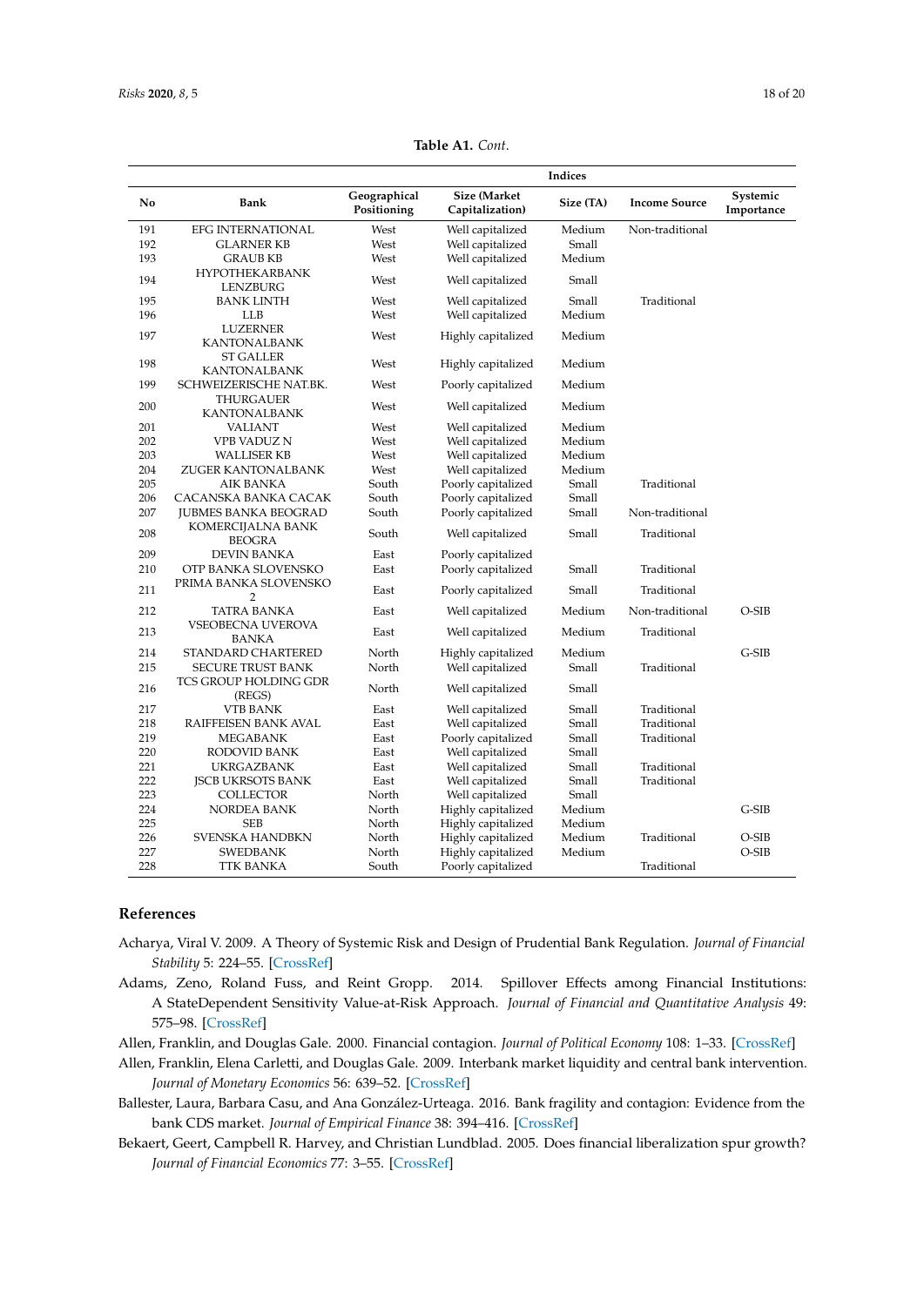**Table A1.** *Cont.*

| No | Bank | Indices | | | | |
|---|---|---|---|---|---|---|
| | | Geographical Positioning | Size (Market Capitalization) | Size (TA) | Income Source | Systemic Importance |
| 191 | EFG INTERNATIONAL | West | Well capitalized | Medium | Non-traditional | |
| 192 | GLARNER KB | West | Well capitalized | Small | | |
| 193 | GRAUB KB | West | Well capitalized | Medium | | |
| 194 | HYPOTHEKARBANK LENZBURG | West | Well capitalized | Small | | |
| 195 | BANK LINTH | West | Well capitalized | Small | Traditional | |
| 196 | LLB | West | Well capitalized | Medium | | |
| 197 | LUZERNER KANTONALBANK | West | Highly capitalized | Medium | | |
| 198 | ST GALLER KANTONALBANK | West | Highly capitalized | Medium | | |
| 199 | SCHWEIZERISCHE NAT.BK. | West | Poorly capitalized | Medium | | |
| 200 | THURGAUER KANTONALBANK | West | Well capitalized | Medium | | |
| 201 | VALIANT | West | Well capitalized | Medium | | |
| 202 | VPB VADUZ N | West | Well capitalized | Medium | | |
| 203 | WALLISER KB | West | Well capitalized | Medium | | |
| 204 | ZUGER KANTONALBANK | West | Well capitalized | Medium | | |
| 205 | AIK BANKA | South | Poorly capitalized | Small | Traditional | |
| 206 | CACANSKA BANKA CACAK | South | Poorly capitalized | Small | | |
| 207 | JUBMES BANKA BEOGRAD | South | Poorly capitalized | Small | Non-traditional | |
| 208 | KOMERCIJALNA BANK BEOGRA | South | Well capitalized | Small | Traditional | |
| 209 | DEVIN BANKA | East | Poorly capitalized | | | |
| 210 | OTP BANKA SLOVENSKO | East | Poorly capitalized | Small | Traditional | |
| 211 | PRIMA BANKA SLOVENSKO 2 | East | Poorly capitalized | Small | Traditional | |
| 212 | TATRA BANKA | East | Well capitalized | Medium | Non-traditional | O-SIB |
| 213 | VSEOBECNA UVEROVA BANKA | East | Well capitalized | Medium | Traditional | |
| 214 | STANDARD CHARTERED | North | Highly capitalized | Medium | | G-SIB |
| 215 | SECURE TRUST BANK | North | Well capitalized | Small | Traditional | |
| 216 | TCS GROUP HOLDING GDR (REGS) | North | Well capitalized | Small | | |
| 217 | VTB BANK | East | Well capitalized | Small | Traditional | |
| 218 | RAIFFEISEN BANK AVAL | East | Well capitalized | Small | Traditional | |
| 219 | MEGABANK | East | Poorly capitalized | Small | Traditional | |
| 220 | RODOVID BANK | East | Well capitalized | Small | | |
| 221 | UKRGAZBANK | East | Well capitalized | Small | Traditional | |
| 222 | JSCB UKRSOTS BANK | East | Well capitalized | Small | Traditional | |
| 223 | COLLECTOR | North | Well capitalized | Small | | |
| 224 | NORDEA BANK | North | Highly capitalized | Medium | | G-SIB |
| 225 | SEB | North | Highly capitalized | Medium | | |
| 226 | SVENSKA HANDBKN | North | Highly capitalized | Medium | Traditional | O-SIB |
| 227 | SWEDBANK | North | Highly capitalized | Medium | | O-SIB |
| 228 | TTK BANKA | South | Poorly capitalized | | Traditional | |

## References

Acharya, Viral V. 2009. A Theory of Systemic Risk and Design of Prudential Bank Regulation. *Journal of Financial Stability* 5: 224–55. [CrossRef]

Adams, Zeno, Roland Fuss, and Reint Gropp. 2014. Spillover Effects among Financial Institutions: A StateDependent Sensitivity Value-at-Risk Approach. *Journal of Financial and Quantitative Analysis* 49: 575–98. [CrossRef]

Allen, Franklin, and Douglas Gale. 2000. Financial contagion. *Journal of Political Economy* 108: 1–33. [CrossRef]

Allen, Franklin, Elena Carletti, and Douglas Gale. 2009. Interbank market liquidity and central bank intervention. *Journal of Monetary Economics* 56: 639–52. [CrossRef]

Ballester, Laura, Barbara Casu, and Ana González-Urteaga. 2016. Bank fragility and contagion: Evidence from the bank CDS market. *Journal of Empirical Finance* 38: 394–416. [CrossRef]

Bekaert, Geert, Campbell R. Harvey, and Christian Lundblad. 2005. Does financial liberalization spur growth? *Journal of Financial Economics* 77: 3–55. [CrossRef]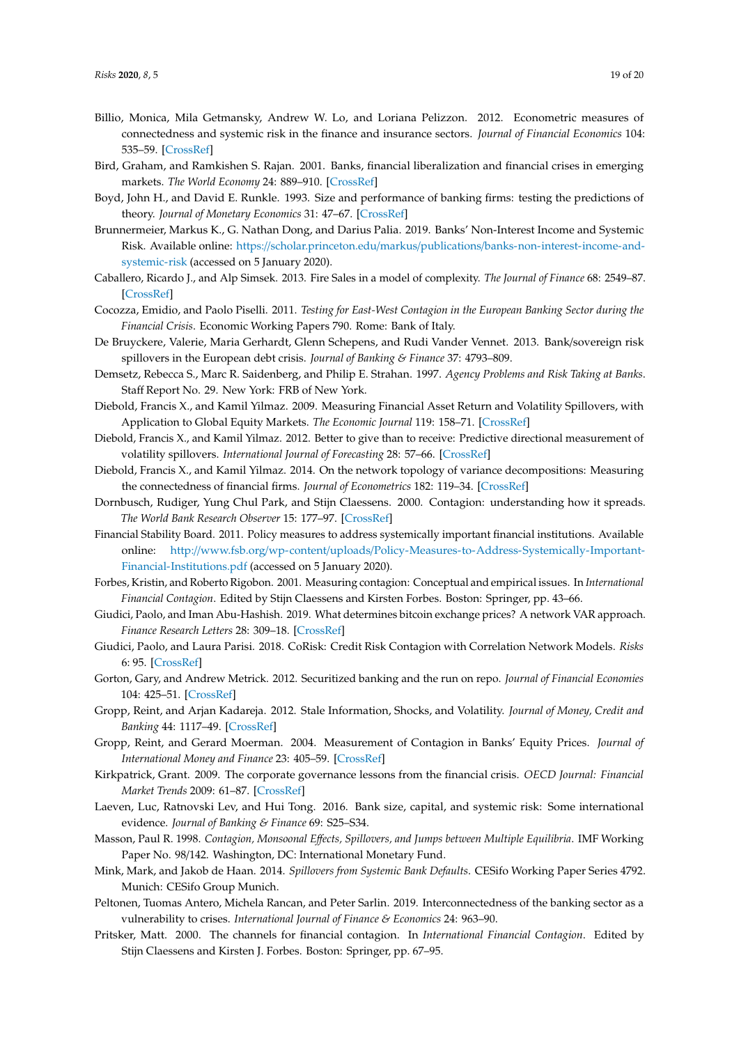Billio, Monica, Mila Getmansky, Andrew W. Lo, and Loriana Pelizzon. 2012. Econometric measures of connectedness and systemic risk in the finance and insurance sectors. *Journal of Financial Economics* 104: 535–59. [CrossRef]

Bird, Graham, and Ramkishen S. Rajan. 2001. Banks, financial liberalization and financial crises in emerging markets. *The World Economy* 24: 889–910. [CrossRef]

Boyd, John H., and David E. Runkle. 1993. Size and performance of banking firms: testing the predictions of theory. *Journal of Monetary Economics* 31: 47–67. [CrossRef]

Brunnermeier, Markus K., G. Nathan Dong, and Darius Palia. 2019. Banks' Non-Interest Income and Systemic Risk. Available online: https://scholar.princeton.edu/markus/publications/banks-non-interest-income-and-systemic-risk (accessed on 5 January 2020).

Caballero, Ricardo J., and Alp Simsek. 2013. Fire Sales in a model of complexity. *The Journal of Finance* 68: 2549–87. [CrossRef]

Cocozza, Emidio, and Paolo Piselli. 2011. *Testing for East-West Contagion in the European Banking Sector during the Financial Crisis*. Economic Working Papers 790. Rome: Bank of Italy.

De Bruyckere, Valerie, Maria Gerhardt, Glenn Schepens, and Rudi Vander Vennet. 2013. Bank/sovereign risk spillovers in the European debt crisis. *Journal of Banking & Finance* 37: 4793–809.

Demsetz, Rebecca S., Marc R. Saidenberg, and Philip E. Strahan. 1997. *Agency Problems and Risk Taking at Banks*. Staff Report No. 29. New York: FRB of New York.

Diebold, Francis X., and Kamil Yilmaz. 2009. Measuring Financial Asset Return and Volatility Spillovers, with Application to Global Equity Markets. *The Economic Journal* 119: 158–71. [CrossRef]

Diebold, Francis X., and Kamil Yilmaz. 2012. Better to give than to receive: Predictive directional measurement of volatility spillovers. *International Journal of Forecasting* 28: 57–66. [CrossRef]

Diebold, Francis X., and Kamil Yilmaz. 2014. On the network topology of variance decompositions: Measuring the connectedness of financial firms. *Journal of Econometrics* 182: 119–34. [CrossRef]

Dornbusch, Rudiger, Yung Chul Park, and Stijn Claessens. 2000. Contagion: understanding how it spreads. *The World Bank Research Observer* 15: 177–97. [CrossRef]

Financial Stability Board. 2011. Policy measures to address systemically important financial institutions. Available online: http://www.fsb.org/wp-content/uploads/Policy-Measures-to-Address-Systemically-Important-Financial-Institutions.pdf (accessed on 5 January 2020).

Forbes, Kristin, and Roberto Rigobon. 2001. Measuring contagion: Conceptual and empirical issues. In *International Financial Contagion*. Edited by Stijn Claessens and Kirsten Forbes. Boston: Springer, pp. 43–66.

Giudici, Paolo, and Iman Abu-Hashish. 2019. What determines bitcoin exchange prices? A network VAR approach. *Finance Research Letters* 28: 309–18. [CrossRef]

Giudici, Paolo, and Laura Parisi. 2018. CoRisk: Credit Risk Contagion with Correlation Network Models. *Risks* 6: 95. [CrossRef]

Gorton, Gary, and Andrew Metrick. 2012. Securitized banking and the run on repo. *Journal of Financial Economies* 104: 425–51. [CrossRef]

Gropp, Reint, and Arjan Kadareja. 2012. Stale Information, Shocks, and Volatility. *Journal of Money, Credit and Banking* 44: 1117–49. [CrossRef]

Gropp, Reint, and Gerard Moerman. 2004. Measurement of Contagion in Banks' Equity Prices. *Journal of International Money and Finance* 23: 405–59. [CrossRef]

Kirkpatrick, Grant. 2009. The corporate governance lessons from the financial crisis. *OECD Journal: Financial Market Trends* 2009: 61–87. [CrossRef]

Laeven, Luc, Ratnovski Lev, and Hui Tong. 2016. Bank size, capital, and systemic risk: Some international evidence. *Journal of Banking & Finance* 69: S25–S34.

Masson, Paul R. 1998. *Contagion, Monsoonal Effects, Spillovers, and Jumps between Multiple Equilibria*. IMF Working Paper No. 98/142. Washington, DC: International Monetary Fund.

Mink, Mark, and Jakob de Haan. 2014. *Spillovers from Systemic Bank Defaults*. CESifo Working Paper Series 4792. Munich: CESifo Group Munich.

Peltonen, Tuomas Antero, Michela Rancan, and Peter Sarlin. 2019. Interconnectedness of the banking sector as a vulnerability to crises. *International Journal of Finance & Economics* 24: 963–90.

Pritsker, Matt. 2000. The channels for financial contagion. In *International Financial Contagion*. Edited by Stijn Claessens and Kirsten J. Forbes. Boston: Springer, pp. 67–95.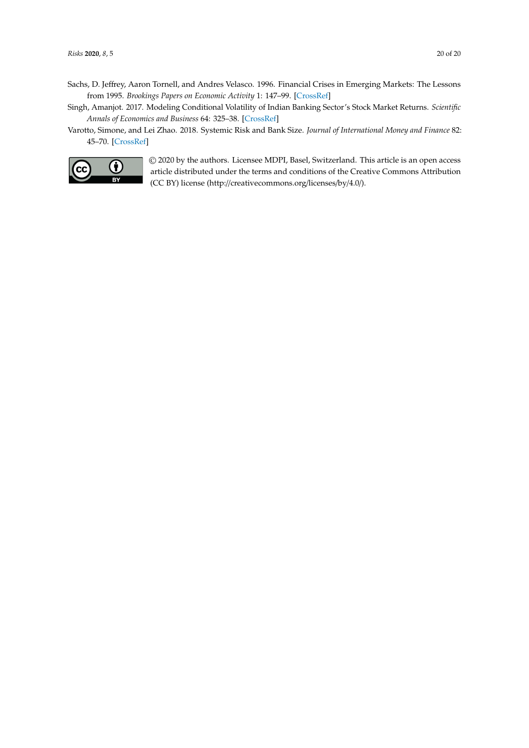Sachs, D. Jeffrey, Aaron Tornell, and Andres Velasco. 1996. Financial Crises in Emerging Markets: The Lessons from 1995. *Brookings Papers on Economic Activity* 1: 147–99. [CrossRef]

Singh, Amanjot. 2017. Modeling Conditional Volatility of Indian Banking Sector's Stock Market Returns. *Scientific Annals of Economics and Business* 64: 325–38. [CrossRef]

Varotto, Simone, and Lei Zhao. 2018. Systemic Risk and Bank Size. *Journal of International Money and Finance* 82: 45–70. [CrossRef]

© 2020 by the authors. Licensee MDPI, Basel, Switzerland. This article is an open access article distributed under the terms and conditions of the Creative Commons Attribution (CC BY) license (http://creativecommons.org/licenses/by/4.0/).